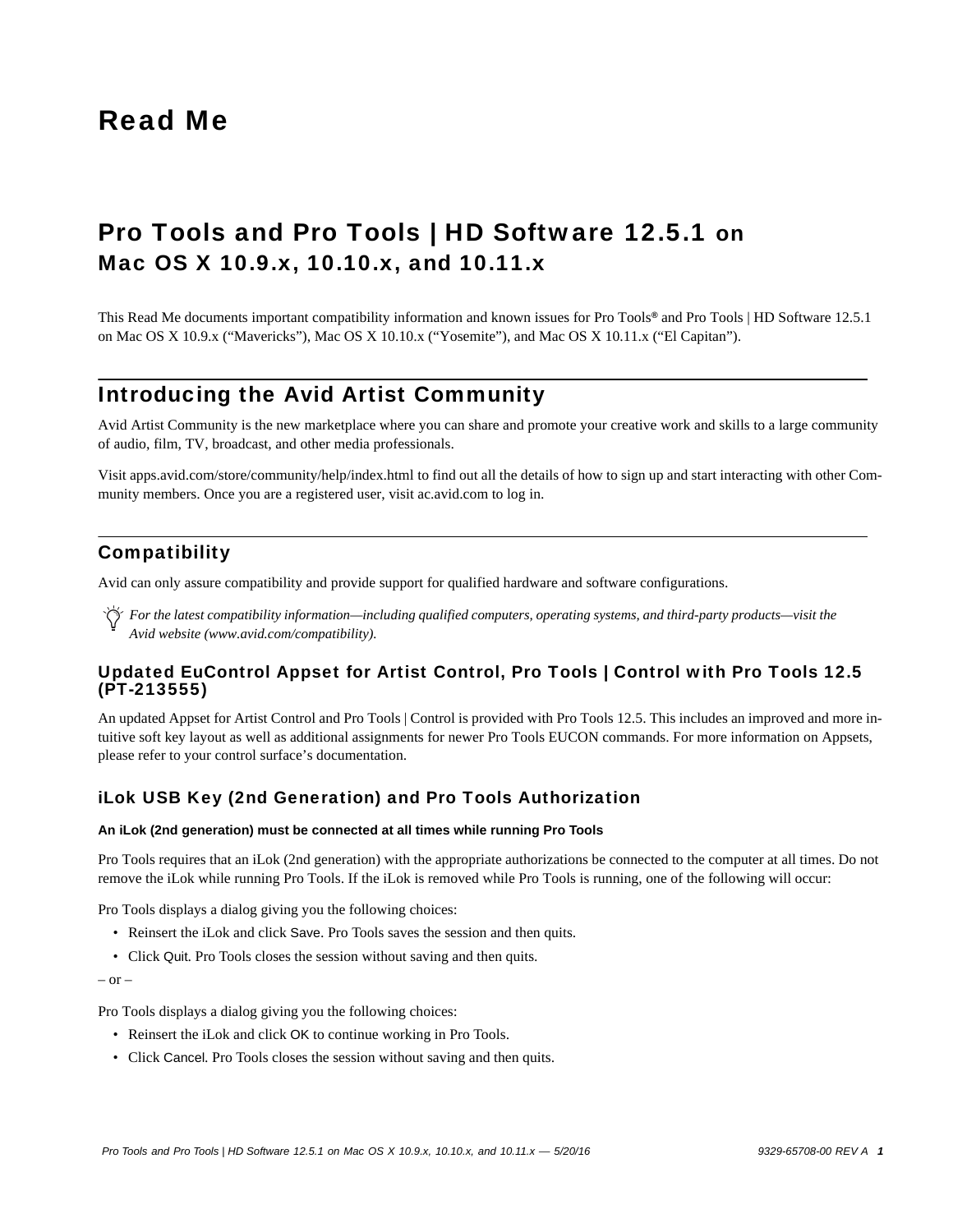# Read Me

## Pro Tools and Pro Tools | HD Software 12.5.1 on Mac OS X 10.9.x, 10.10.x, and 10.11.x

This Read Me documents important compatibility information and known issues for Pro Tools® and Pro Tools | HD Software 12.5.1 on Mac OS X 10.9.x ("Mavericks"), Mac OS X 10.10.x ("Yosemite"), and Mac OS X 10.11.x ("El Capitan").

## Introducing the Avid Artist Community

Avid Artist Community is the new marketplace where you can share and promote your creative work and skills to a large community of audio, film, TV, broadcast, and other media professionals.

Visit apps.avid.com/store/community/help/index.html to find out all the details of how to sign up and start interacting with other Community members. Once you are a registered user, visit ac.avid.com to log in.

## Compatibility

Avid can only assure compatibility and provide support for qualified hardware and software configurations.

*For the latest compatibility information—including qualified computers, operating systems, and third-party products—visit the Avid website (www.avid.com/compatibility).*

### Updated EuControl Appset for Artist Control, Pro Tools | Control with Pro Tools 12.5 (PT-213555)

An updated Appset for Artist Control and Pro Tools | Control is provided with Pro Tools 12.5. This includes an improved and more intuitive soft key layout as well as additional assignments for newer Pro Tools EUCON commands. For more information on Appsets, please refer to your control surface's documentation.

### iLok USB Key (2nd Generation) and Pro Tools Authorization

**An iLok (2nd generation) must be connected at all times while running Pro Tools**

Pro Tools requires that an iLok (2nd generation) with the appropriate authorizations be connected to the computer at all times. Do not remove the iLok while running Pro Tools. If the iLok is removed while Pro Tools is running, one of the following will occur:

Pro Tools displays a dialog giving you the following choices:

- Reinsert the iLok and click Save. Pro Tools saves the session and then quits.
- Click Quit. Pro Tools closes the session without saving and then quits.

– or –

Pro Tools displays a dialog giving you the following choices:

- Reinsert the iLok and click OK to continue working in Pro Tools.
- Click Cancel. Pro Tools closes the session without saving and then quits.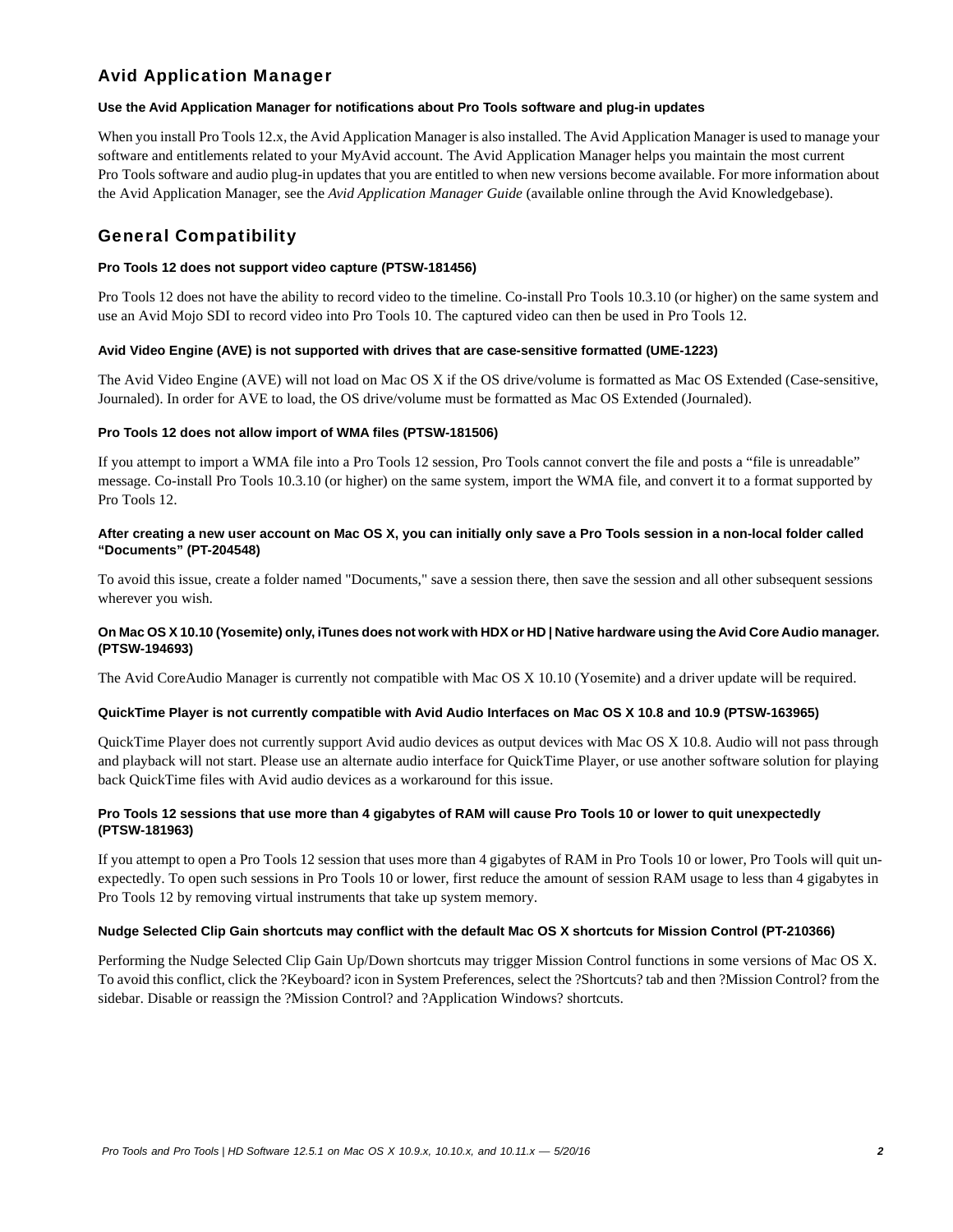## Avid Application Manager

**Use the Avid Application Manager for notifications about Pro Tools software and plug-in updates**

When you install Pro Tools 12.x, the Avid Application Manager is also installed. The Avid Application Manager is used to manage your software and entitlements related to your MyAvid account. The Avid Application Manager helps you maintain the most current Pro Tools software and audio plug-in updates that you are entitled to when new versions become available. For more information about the Avid Application Manager, see the *Avid Application Manager Guide* (available online through the Avid Knowledgebase).

## General Compatibility

**Pro Tools 12 does not support video capture (PTSW-181456)**

Pro Tools 12 does not have the ability to record video to the timeline. Co-install Pro Tools 10.3.10 (or higher) on the same system and use an Avid Mojo SDI to record video into Pro Tools 10. The captured video can then be used in Pro Tools 12.

**Avid Video Engine (AVE) is not supported with drives that are case-sensitive formatted (UME-1223)**

The Avid Video Engine (AVE) will not load on Mac OS X if the OS drive/volume is formatted as Mac OS Extended (Case-sensitive, Journaled). In order for AVE to load, the OS drive/volume must be formatted as Mac OS Extended (Journaled).

**Pro Tools 12 does not allow import of WMA files (PTSW-181506)**

If you attempt to import a WMA file into a Pro Tools 12 session, Pro Tools cannot convert the file and posts a "file is unreadable" message. Co-install Pro Tools 10.3.10 (or higher) on the same system, import the WMA file, and convert it to a format supported by Pro Tools 12.

**After creating a new user account on Mac OS X, you can initially only save a Pro Tools session in a non-local folder called "Documents" (PT-204548)**

To avoid this issue, create a folder named "Documents," save a session there, then save the session and all other subsequent sessions wherever you wish.

**On Mac OS X 10.10 (Yosemite) only, iTunes does not work with HDX or HD | Native hardware using the Avid Core Audio manager. (PTSW-194693)**

The Avid CoreAudio Manager is currently not compatible with Mac OS X 10.10 (Yosemite) and a driver update will be required.

**QuickTime Player is not currently compatible with Avid Audio Interfaces on Mac OS X 10.8 and 10.9 (PTSW-163965)**

QuickTime Player does not currently support Avid audio devices as output devices with Mac OS X 10.8. Audio will not pass through and playback will not start. Please use an alternate audio interface for QuickTime Player, or use another software solution for playing back QuickTime files with Avid audio devices as a workaround for this issue.

**Pro Tools 12 sessions that use more than 4 gigabytes of RAM will cause Pro Tools 10 or lower to quit unexpectedly (PTSW-181963)**

If you attempt to open a Pro Tools 12 session that uses more than 4 gigabytes of RAM in Pro Tools 10 or lower, Pro Tools will quit unexpectedly. To open such sessions in Pro Tools 10 or lower, first reduce the amount of session RAM usage to less than 4 gigabytes in Pro Tools 12 by removing virtual instruments that take up system memory.

**Nudge Selected Clip Gain shortcuts may conflict with the default Mac OS X shortcuts for Mission Control (PT-210366)**

Performing the Nudge Selected Clip Gain Up/Down shortcuts may trigger Mission Control functions in some versions of Mac OS X. To avoid this conflict, click the ?Keyboard? icon in System Preferences, select the ?Shortcuts? tab and then ?Mission Control? from the sidebar. Disable or reassign the ?Mission Control? and ?Application Windows? shortcuts.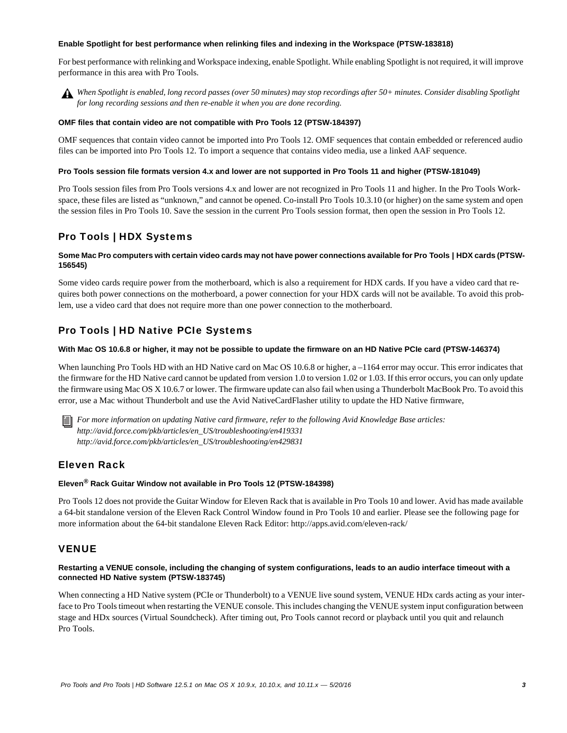**Enable Spotlight for best performance when relinking files and indexing in the Workspace (PTSW-183818)**

For best performance with relinking and Workspace indexing, enable Spotlight. While enabling Spotlight is not required, it will improve performance in this area with Pro Tools.

*When Spotlight is enabled, long record passes (over 50 minutes) may stop recordings after 50+ minutes. Consider disabling Spotlight for long recording sessions and then re-enable it when you are done recording.*

**OMF files that contain video are not compatible with Pro Tools 12 (PTSW-184397)**

OMF sequences that contain video cannot be imported into Pro Tools 12. OMF sequences that contain embedded or referenced audio files can be imported into Pro Tools 12. To import a sequence that contains video media, use a linked AAF sequence.

**Pro Tools session file formats version 4.x and lower are not supported in Pro Tools 11 and higher (PTSW-181049)**

Pro Tools session files from Pro Tools versions 4.x and lower are not recognized in Pro Tools 11 and higher. In the Pro Tools Workspace, these files are listed as “unknown,” and cannot be opened. Co-install Pro Tools 10.3.10 (or higher) on the same system and open the session files in Pro Tools 10. Save the session in the current Pro Tools session format, then open the session in Pro Tools 12.

## Pro Tools | HDX Systems

**Some Mac Pro computers with certain video cards may not have power connections available for Pro Tools | HDX cards (PTSW-156545)**

Some video cards require power from the motherboard, which is also a requirement for HDX cards. If you have a video card that requires both power connections on the motherboard, a power connection for your HDX cards will not be available. To avoid this problem, use a video card that does not require more than one power connection to the motherboard.

## Pro Tools | HD Native PCIe Systems

**With Mac OS 10.6.8 or higher, it may not be possible to update the firmware on an HD Native PCIe card (PTSW-146374)**

When launching Pro Tools HD with an HD Native card on Mac OS 10.6.8 or higher, a –1164 error may occur. This error indicates that the firmware for the HD Native card cannot be updated from version 1.0 to version 1.02 or 1.03. If this error occurs, you can only update the firmware using Mac OS X 10.6.7 or lower. The firmware update can also fail when using a Thunderbolt MacBook Pro. To avoid this error, use a Mac without Thunderbolt and use the Avid NativeCardFlasher utility to update the HD Native firmware,

*For more information on updating Native card firmware, refer to the following Avid Knowledge Base articles:*
*http://avid.force.com/pkb/articles/en_US/troubleshooting/en419331*
*http://avid.force.com/pkb/articles/en_US/troubleshooting/en429831*

## Eleven Rack

**Eleven® Rack Guitar Window not available in Pro Tools 12 (PTSW-184398)**

Pro Tools 12 does not provide the Guitar Window for Eleven Rack that is available in Pro Tools 10 and lower. Avid has made available a 64-bit standalone version of the Eleven Rack Control Window found in Pro Tools 10 and earlier. Please see the following page for more information about the 64-bit standalone Eleven Rack Editor: http://apps.avid.com/eleven-rack/

## VENUE

**Restarting a VENUE console, including the changing of system configurations, leads to an audio interface timeout with a connected HD Native system (PTSW-183745)**

When connecting a HD Native system (PCIe or Thunderbolt) to a VENUE live sound system, VENUE HDx cards acting as your interface to Pro Tools timeout when restarting the VENUE console. This includes changing the VENUE system input configuration between stage and HDx sources (Virtual Soundcheck). After timing out, Pro Tools cannot record or playback until you quit and relaunch Pro Tools.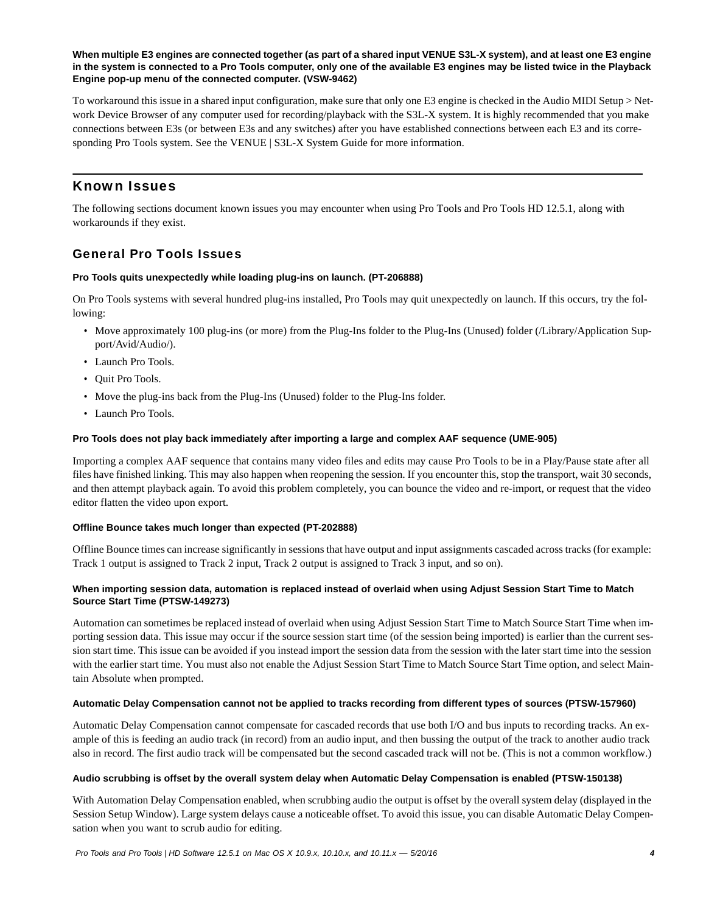**When multiple E3 engines are connected together (as part of a shared input VENUE S3L-X system), and at least one E3 engine in the system is connected to a Pro Tools computer, only one of the available E3 engines may be listed twice in the Playback Engine pop-up menu of the connected computer. (VSW-9462)**

To workaround this issue in a shared input configuration, make sure that only one E3 engine is checked in the Audio MIDI Setup > Network Device Browser of any computer used for recording/playback with the S3L-X system. It is highly recommended that you make connections between E3s (or between E3s and any switches) after you have established connections between each E3 and its corresponding Pro Tools system. See the VENUE | S3L-X System Guide for more information.

## Known Issues

The following sections document known issues you may encounter when using Pro Tools and Pro Tools HD 12.5.1, along with workarounds if they exist.

### General Pro Tools Issues

**Pro Tools quits unexpectedly while loading plug-ins on launch. (PT-206888)**

On Pro Tools systems with several hundred plug-ins installed, Pro Tools may quit unexpectedly on launch. If this occurs, try the following:

- Move approximately 100 plug-ins (or more) from the Plug-Ins folder to the Plug-Ins (Unused) folder (/Library/Application Support/Avid/Audio/).
- Launch Pro Tools.
- Quit Pro Tools.
- Move the plug-ins back from the Plug-Ins (Unused) folder to the Plug-Ins folder.
- Launch Pro Tools.

**Pro Tools does not play back immediately after importing a large and complex AAF sequence (UME-905)**

Importing a complex AAF sequence that contains many video files and edits may cause Pro Tools to be in a Play/Pause state after all files have finished linking. This may also happen when reopening the session. If you encounter this, stop the transport, wait 30 seconds, and then attempt playback again. To avoid this problem completely, you can bounce the video and re-import, or request that the video editor flatten the video upon export.

**Offline Bounce takes much longer than expected (PT-202888)**

Offline Bounce times can increase significantly in sessions that have output and input assignments cascaded across tracks (for example: Track 1 output is assigned to Track 2 input, Track 2 output is assigned to Track 3 input, and so on).

**When importing session data, automation is replaced instead of overlaid when using Adjust Session Start Time to Match Source Start Time (PTSW-149273)**

Automation can sometimes be replaced instead of overlaid when using Adjust Session Start Time to Match Source Start Time when importing session data. This issue may occur if the source session start time (of the session being imported) is earlier than the current session start time. This issue can be avoided if you instead import the session data from the session with the later start time into the session with the earlier start time. You must also not enable the Adjust Session Start Time to Match Source Start Time option, and select Maintain Absolute when prompted.

**Automatic Delay Compensation cannot not be applied to tracks recording from different types of sources (PTSW-157960)**

Automatic Delay Compensation cannot compensate for cascaded records that use both I/O and bus inputs to recording tracks. An example of this is feeding an audio track (in record) from an audio input, and then bussing the output of the track to another audio track also in record. The first audio track will be compensated but the second cascaded track will not be. (This is not a common workflow.)

**Audio scrubbing is offset by the overall system delay when Automatic Delay Compensation is enabled (PTSW-150138)**

With Automation Delay Compensation enabled, when scrubbing audio the output is offset by the overall system delay (displayed in the Session Setup Window). Large system delays cause a noticeable offset. To avoid this issue, you can disable Automatic Delay Compensation when you want to scrub audio for editing.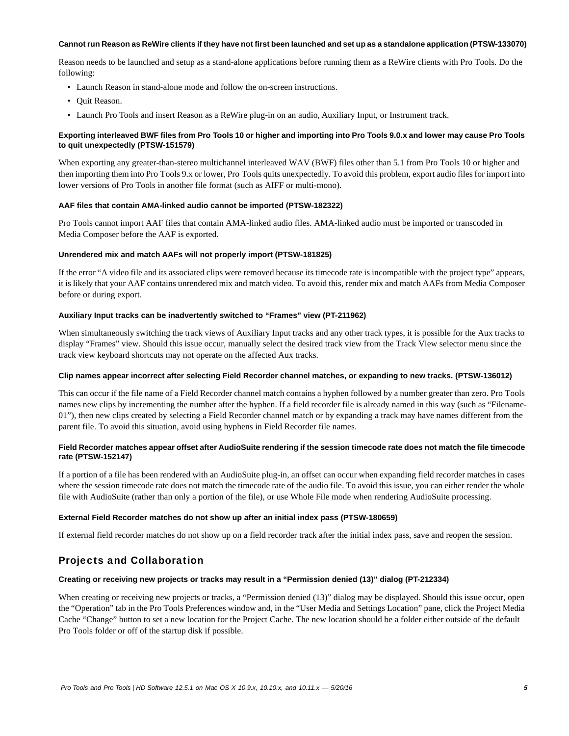#### Cannot run Reason as ReWire clients if they have not first been launched and set up as a standalone application (PTSW-133070)

Reason needs to be launched and setup as a stand-alone applications before running them as a ReWire clients with Pro Tools. Do the following:

- Launch Reason in stand-alone mode and follow the on-screen instructions.
- Quit Reason.
- Launch Pro Tools and insert Reason as a ReWire plug-in on an audio, Auxiliary Input, or Instrument track.

#### Exporting interleaved BWF files from Pro Tools 10 or higher and importing into Pro Tools 9.0.x and lower may cause Pro Tools to quit unexpectedly (PTSW-151579)

When exporting any greater-than-stereo multichannel interleaved WAV (BWF) files other than 5.1 from Pro Tools 10 or higher and then importing them into Pro Tools 9.x or lower, Pro Tools quits unexpectedly. To avoid this problem, export audio files for import into lower versions of Pro Tools in another file format (such as AIFF or multi-mono).

#### AAF files that contain AMA-linked audio cannot be imported (PTSW-182322)

Pro Tools cannot import AAF files that contain AMA-linked audio files. AMA-linked audio must be imported or transcoded in Media Composer before the AAF is exported.

#### Unrendered mix and match AAFs will not properly import (PTSW-181825)

If the error "A video file and its associated clips were removed because its timecode rate is incompatible with the project type" appears, it is likely that your AAF contains unrendered mix and match video. To avoid this, render mix and match AAFs from Media Composer before or during export.

#### Auxiliary Input tracks can be inadvertently switched to "Frames" view (PT-211962)

When simultaneously switching the track views of Auxiliary Input tracks and any other track types, it is possible for the Aux tracks to display "Frames" view. Should this issue occur, manually select the desired track view from the Track View selector menu since the track view keyboard shortcuts may not operate on the affected Aux tracks.

#### Clip names appear incorrect after selecting Field Recorder channel matches, or expanding to new tracks. (PTSW-136012)

This can occur if the file name of a Field Recorder channel match contains a hyphen followed by a number greater than zero. Pro Tools names new clips by incrementing the number after the hyphen. If a field recorder file is already named in this way (such as "Filename-01"), then new clips created by selecting a Field Recorder channel match or by expanding a track may have names different from the parent file. To avoid this situation, avoid using hyphens in Field Recorder file names.

#### Field Recorder matches appear offset after AudioSuite rendering if the session timecode rate does not match the file timecode rate (PTSW-152147)

If a portion of a file has been rendered with an AudioSuite plug-in, an offset can occur when expanding field recorder matches in cases where the session timecode rate does not match the timecode rate of the audio file. To avoid this issue, you can either render the whole file with AudioSuite (rather than only a portion of the file), or use Whole File mode when rendering AudioSuite processing.

#### External Field Recorder matches do not show up after an initial index pass (PTSW-180659)

If external field recorder matches do not show up on a field recorder track after the initial index pass, save and reopen the session.

## Projects and Collaboration

#### Creating or receiving new projects or tracks may result in a "Permission denied (13)" dialog (PT-212334)

When creating or receiving new projects or tracks, a "Permission denied (13)" dialog may be displayed. Should this issue occur, open the "Operation" tab in the Pro Tools Preferences window and, in the "User Media and Settings Location" pane, click the Project Media Cache "Change" button to set a new location for the Project Cache. The new location should be a folder either outside of the default Pro Tools folder or off of the startup disk if possible.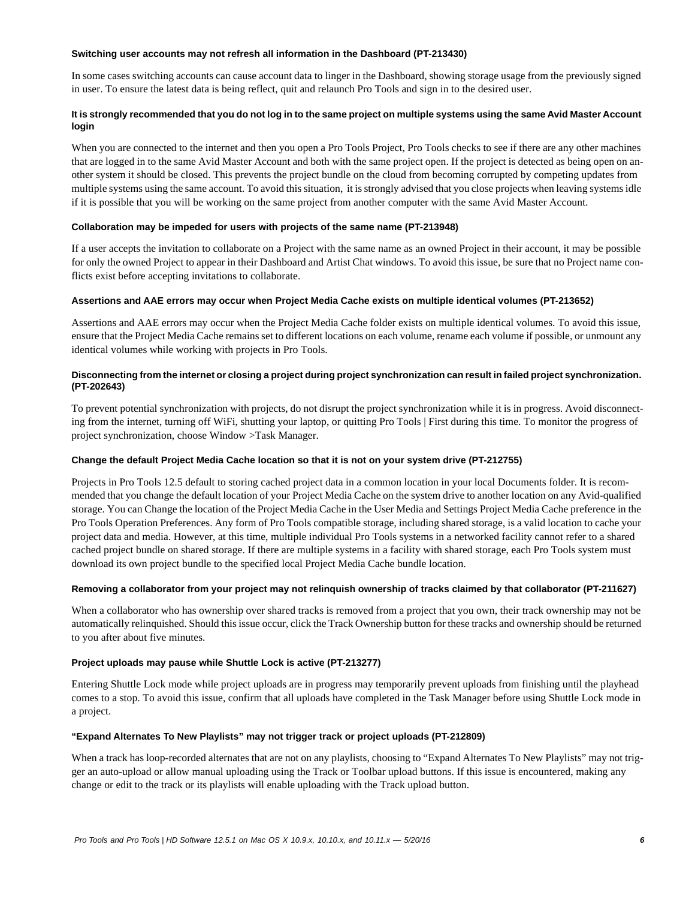#### Switching user accounts may not refresh all information in the Dashboard (PT-213430)

In some cases switching accounts can cause account data to linger in the Dashboard, showing storage usage from the previously signed in user. To ensure the latest data is being reflect, quit and relaunch Pro Tools and sign in to the desired user.

#### It is strongly recommended that you do not log in to the same project on multiple systems using the same Avid Master Account login

When you are connected to the internet and then you open a Pro Tools Project, Pro Tools checks to see if there are any other machines that are logged in to the same Avid Master Account and both with the same project open. If the project is detected as being open on another system it should be closed. This prevents the project bundle on the cloud from becoming corrupted by competing updates from multiple systems using the same account. To avoid this situation, it is strongly advised that you close projects when leaving systems idle if it is possible that you will be working on the same project from another computer with the same Avid Master Account.

#### Collaboration may be impeded for users with projects of the same name (PT-213948)

If a user accepts the invitation to collaborate on a Project with the same name as an owned Project in their account, it may be possible for only the owned Project to appear in their Dashboard and Artist Chat windows. To avoid this issue, be sure that no Project name conflicts exist before accepting invitations to collaborate.

#### Assertions and AAE errors may occur when Project Media Cache exists on multiple identical volumes (PT-213652)

Assertions and AAE errors may occur when the Project Media Cache folder exists on multiple identical volumes. To avoid this issue, ensure that the Project Media Cache remains set to different locations on each volume, rename each volume if possible, or unmount any identical volumes while working with projects in Pro Tools.

#### Disconnecting from the internet or closing a project during project synchronization can result in failed project synchronization. (PT-202643)

To prevent potential synchronization with projects, do not disrupt the project synchronization while it is in progress. Avoid disconnecting from the internet, turning off WiFi, shutting your laptop, or quitting Pro Tools | First during this time. To monitor the progress of project synchronization, choose Window >Task Manager.

#### Change the default Project Media Cache location so that it is not on your system drive (PT-212755)

Projects in Pro Tools 12.5 default to storing cached project data in a common location in your local Documents folder. It is recommended that you change the default location of your Project Media Cache on the system drive to another location on any Avid-qualified storage. You can Change the location of the Project Media Cache in the User Media and Settings Project Media Cache preference in the Pro Tools Operation Preferences. Any form of Pro Tools compatible storage, including shared storage, is a valid location to cache your project data and media. However, at this time, multiple individual Pro Tools systems in a networked facility cannot refer to a shared cached project bundle on shared storage. If there are multiple systems in a facility with shared storage, each Pro Tools system must download its own project bundle to the specified local Project Media Cache bundle location.

#### Removing a collaborator from your project may not relinquish ownership of tracks claimed by that collaborator (PT-211627)

When a collaborator who has ownership over shared tracks is removed from a project that you own, their track ownership may not be automatically relinquished. Should this issue occur, click the Track Ownership button for these tracks and ownership should be returned to you after about five minutes.

#### Project uploads may pause while Shuttle Lock is active (PT-213277)

Entering Shuttle Lock mode while project uploads are in progress may temporarily prevent uploads from finishing until the playhead comes to a stop. To avoid this issue, confirm that all uploads have completed in the Task Manager before using Shuttle Lock mode in a project.

#### "Expand Alternates To New Playlists" may not trigger track or project uploads (PT-212809)

When a track has loop-recorded alternates that are not on any playlists, choosing to "Expand Alternates To New Playlists" may not trigger an auto-upload or allow manual uploading using the Track or Toolbar upload buttons. If this issue is encountered, making any change or edit to the track or its playlists will enable uploading with the Track upload button.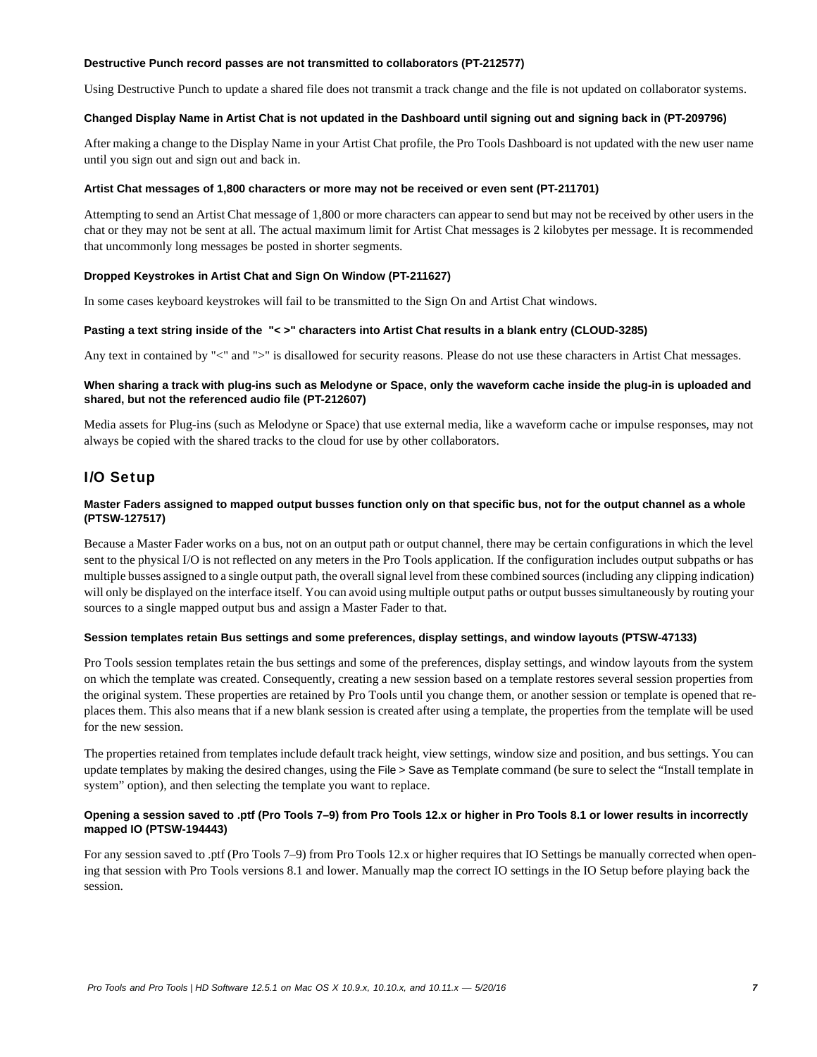#### Destructive Punch record passes are not transmitted to collaborators (PT-212577)

Using Destructive Punch to update a shared file does not transmit a track change and the file is not updated on collaborator systems.

#### Changed Display Name in Artist Chat is not updated in the Dashboard until signing out and signing back in (PT-209796)

After making a change to the Display Name in your Artist Chat profile, the Pro Tools Dashboard is not updated with the new user name until you sign out and sign out and back in.

#### Artist Chat messages of 1,800 characters or more may not be received or even sent (PT-211701)

Attempting to send an Artist Chat message of 1,800 or more characters can appear to send but may not be received by other users in the chat or they may not be sent at all. The actual maximum limit for Artist Chat messages is 2 kilobytes per message. It is recommended that uncommonly long messages be posted in shorter segments.

#### Dropped Keystrokes in Artist Chat and Sign On Window (PT-211627)

In some cases keyboard keystrokes will fail to be transmitted to the Sign On and Artist Chat windows.

#### Pasting a text string inside of the "< >" characters into Artist Chat results in a blank entry (CLOUD-3285)

Any text in contained by "<" and ">" is disallowed for security reasons. Please do not use these characters in Artist Chat messages.

#### When sharing a track with plug-ins such as Melodyne or Space, only the waveform cache inside the plug-in is uploaded and shared, but not the referenced audio file (PT-212607)

Media assets for Plug-ins (such as Melodyne or Space) that use external media, like a waveform cache or impulse responses, may not always be copied with the shared tracks to the cloud for use by other collaborators.

## I/O Setup

#### Master Faders assigned to mapped output busses function only on that specific bus, not for the output channel as a whole (PTSW-127517)

Because a Master Fader works on a bus, not on an output path or output channel, there may be certain configurations in which the level sent to the physical I/O is not reflected on any meters in the Pro Tools application. If the configuration includes output subpaths or has multiple busses assigned to a single output path, the overall signal level from these combined sources (including any clipping indication) will only be displayed on the interface itself. You can avoid using multiple output paths or output busses simultaneously by routing your sources to a single mapped output bus and assign a Master Fader to that.

#### Session templates retain Bus settings and some preferences, display settings, and window layouts (PTSW-47133)

Pro Tools session templates retain the bus settings and some of the preferences, display settings, and window layouts from the system on which the template was created. Consequently, creating a new session based on a template restores several session properties from the original system. These properties are retained by Pro Tools until you change them, or another session or template is opened that replaces them. This also means that if a new blank session is created after using a template, the properties from the template will be used for the new session.

The properties retained from templates include default track height, view settings, window size and position, and bus settings. You can update templates by making the desired changes, using the File > Save as Template command (be sure to select the "Install template in system" option), and then selecting the template you want to replace.

#### Opening a session saved to .ptf (Pro Tools 7–9) from Pro Tools 12.x or higher in Pro Tools 8.1 or lower results in incorrectly mapped IO (PTSW-194443)

For any session saved to .ptf (Pro Tools 7–9) from Pro Tools 12.x or higher requires that IO Settings be manually corrected when opening that session with Pro Tools versions 8.1 and lower. Manually map the correct IO settings in the IO Setup before playing back the session.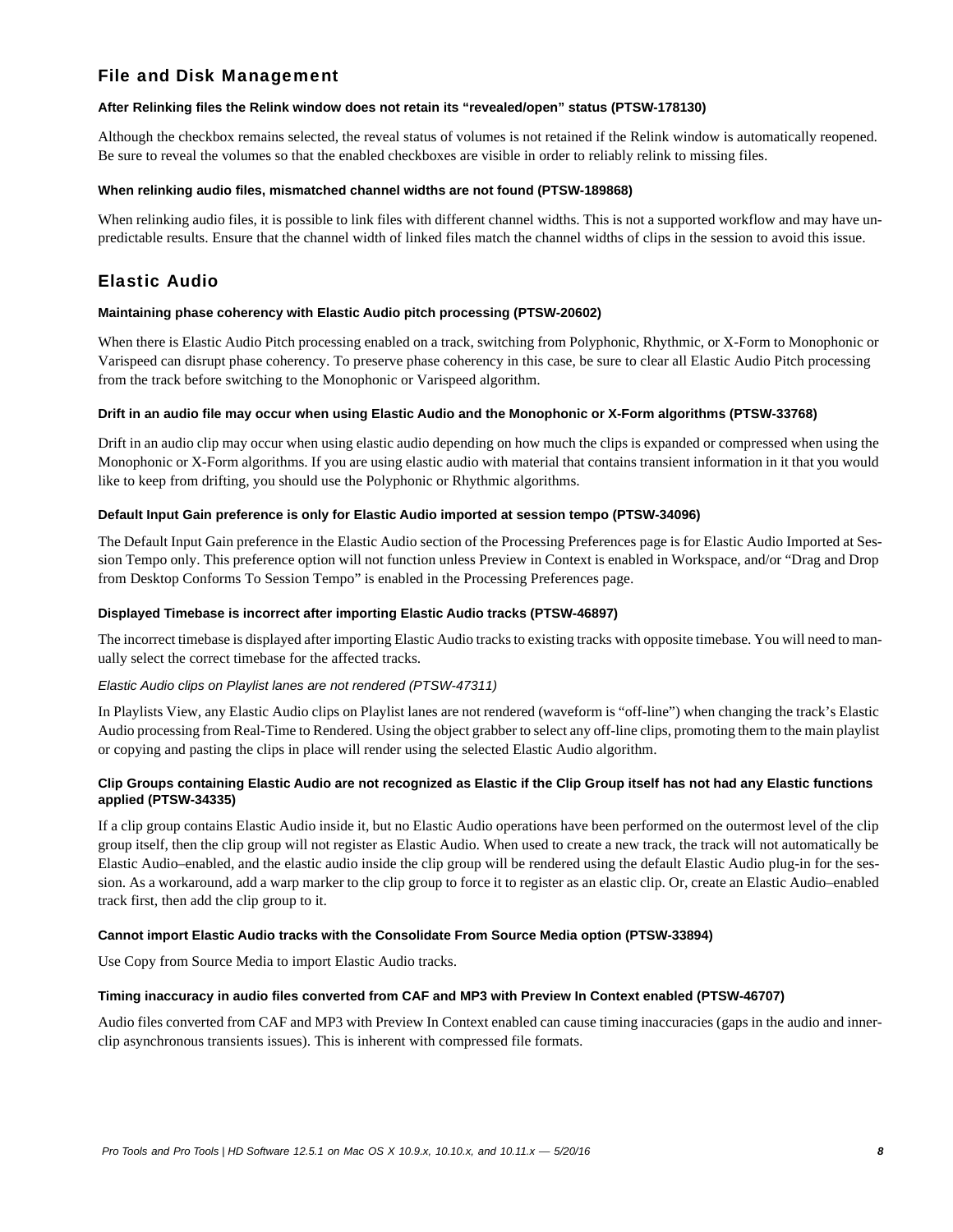## File and Disk Management

#### After Relinking files the Relink window does not retain its "revealed/open" status (PTSW-178130)

Although the checkbox remains selected, the reveal status of volumes is not retained if the Relink window is automatically reopened. Be sure to reveal the volumes so that the enabled checkboxes are visible in order to reliably relink to missing files.

#### When relinking audio files, mismatched channel widths are not found (PTSW-189868)

When relinking audio files, it is possible to link files with different channel widths. This is not a supported workflow and may have unpredictable results. Ensure that the channel width of linked files match the channel widths of clips in the session to avoid this issue.

## Elastic Audio

#### Maintaining phase coherency with Elastic Audio pitch processing (PTSW-20602)

When there is Elastic Audio Pitch processing enabled on a track, switching from Polyphonic, Rhythmic, or X-Form to Monophonic or Varispeed can disrupt phase coherency. To preserve phase coherency in this case, be sure to clear all Elastic Audio Pitch processing from the track before switching to the Monophonic or Varispeed algorithm.

#### Drift in an audio file may occur when using Elastic Audio and the Monophonic or X-Form algorithms (PTSW-33768)

Drift in an audio clip may occur when using elastic audio depending on how much the clips is expanded or compressed when using the Monophonic or X-Form algorithms. If you are using elastic audio with material that contains transient information in it that you would like to keep from drifting, you should use the Polyphonic or Rhythmic algorithms.

#### Default Input Gain preference is only for Elastic Audio imported at session tempo (PTSW-34096)

The Default Input Gain preference in the Elastic Audio section of the Processing Preferences page is for Elastic Audio Imported at Session Tempo only. This preference option will not function unless Preview in Context is enabled in Workspace, and/or "Drag and Drop from Desktop Conforms To Session Tempo" is enabled in the Processing Preferences page.

#### Displayed Timebase is incorrect after importing Elastic Audio tracks (PTSW-46897)

The incorrect timebase is displayed after importing Elastic Audio tracks to existing tracks with opposite timebase. You will need to manually select the correct timebase for the affected tracks.

*Elastic Audio clips on Playlist lanes are not rendered (PTSW-47311)*

In Playlists View, any Elastic Audio clips on Playlist lanes are not rendered (waveform is "off-line") when changing the track's Elastic Audio processing from Real-Time to Rendered. Using the object grabber to select any off-line clips, promoting them to the main playlist or copying and pasting the clips in place will render using the selected Elastic Audio algorithm.

#### Clip Groups containing Elastic Audio are not recognized as Elastic if the Clip Group itself has not had any Elastic functions applied (PTSW-34335)

If a clip group contains Elastic Audio inside it, but no Elastic Audio operations have been performed on the outermost level of the clip group itself, then the clip group will not register as Elastic Audio. When used to create a new track, the track will not automatically be Elastic Audio–enabled, and the elastic audio inside the clip group will be rendered using the default Elastic Audio plug-in for the session. As a workaround, add a warp marker to the clip group to force it to register as an elastic clip. Or, create an Elastic Audio–enabled track first, then add the clip group to it.

#### Cannot import Elastic Audio tracks with the Consolidate From Source Media option (PTSW-33894)

Use Copy from Source Media to import Elastic Audio tracks.

#### Timing inaccuracy in audio files converted from CAF and MP3 with Preview In Context enabled (PTSW-46707)

Audio files converted from CAF and MP3 with Preview In Context enabled can cause timing inaccuracies (gaps in the audio and inner-clip asynchronous transients issues). This is inherent with compressed file formats.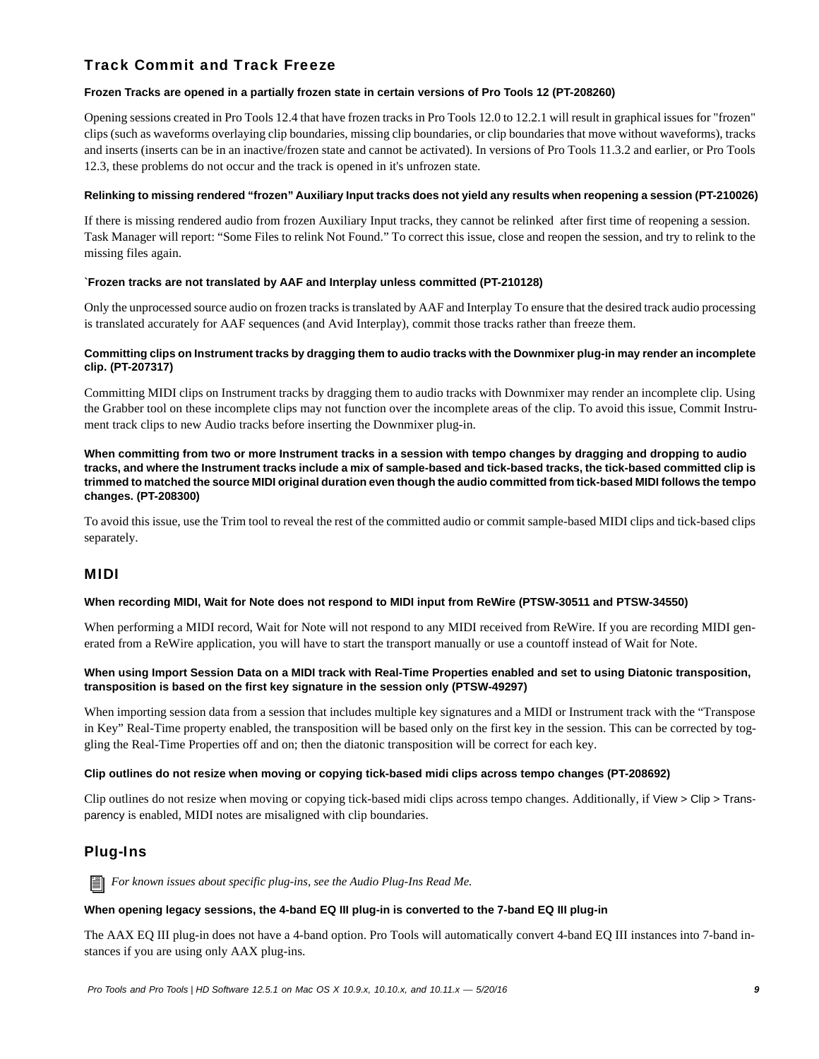## Track Commit and Track Freeze

### Frozen Tracks are opened in a partially frozen state in certain versions of Pro Tools 12 (PT-208260)

Opening sessions created in Pro Tools 12.4 that have frozen tracks in Pro Tools 12.0 to 12.2.1 will result in graphical issues for "frozen" clips (such as waveforms overlaying clip boundaries, missing clip boundaries, or clip boundaries that move without waveforms), tracks and inserts (inserts can be in an inactive/frozen state and cannot be activated). In versions of Pro Tools 11.3.2 and earlier, or Pro Tools 12.3, these problems do not occur and the track is opened in it's unfrozen state.

### Relinking to missing rendered "frozen" Auxiliary Input tracks does not yield any results when reopening a session (PT-210026)

If there is missing rendered audio from frozen Auxiliary Input tracks, they cannot be relinked after first time of reopening a session. Task Manager will report: "Some Files to relink Not Found." To correct this issue, close and reopen the session, and try to relink to the missing files again.

### `Frozen tracks are not translated by AAF and Interplay unless committed (PT-210128)

Only the unprocessed source audio on frozen tracks is translated by AAF and Interplay To ensure that the desired track audio processing is translated accurately for AAF sequences (and Avid Interplay), commit those tracks rather than freeze them.

### Committing clips on Instrument tracks by dragging them to audio tracks with the Downmixer plug-in may render an incomplete clip. (PT-207317)

Committing MIDI clips on Instrument tracks by dragging them to audio tracks with Downmixer may render an incomplete clip. Using the Grabber tool on these incomplete clips may not function over the incomplete areas of the clip. To avoid this issue, Commit Instrument track clips to new Audio tracks before inserting the Downmixer plug-in.

### When committing from two or more Instrument tracks in a session with tempo changes by dragging and dropping to audio tracks, and where the Instrument tracks include a mix of sample-based and tick-based tracks, the tick-based committed clip is trimmed to matched the source MIDI original duration even though the audio committed from tick-based MIDI follows the tempo changes. (PT-208300)

To avoid this issue, use the Trim tool to reveal the rest of the committed audio or commit sample-based MIDI clips and tick-based clips separately.

## MIDI

### When recording MIDI, Wait for Note does not respond to MIDI input from ReWire (PTSW-30511 and PTSW-34550)

When performing a MIDI record, Wait for Note will not respond to any MIDI received from ReWire. If you are recording MIDI generated from a ReWire application, you will have to start the transport manually or use a countoff instead of Wait for Note.

### When using Import Session Data on a MIDI track with Real-Time Properties enabled and set to using Diatonic transposition, transposition is based on the first key signature in the session only (PTSW-49297)

When importing session data from a session that includes multiple key signatures and a MIDI or Instrument track with the "Transpose in Key" Real-Time property enabled, the transposition will be based only on the first key in the session. This can be corrected by toggling the Real-Time Properties off and on; then the diatonic transposition will be correct for each key.

### Clip outlines do not resize when moving or copying tick-based midi clips across tempo changes (PT-208692)

Clip outlines do not resize when moving or copying tick-based midi clips across tempo changes. Additionally, if View > Clip > Transparency is enabled, MIDI notes are misaligned with clip boundaries.

## Plug-Ins

*For known issues about specific plug-ins, see the Audio Plug-Ins Read Me.*

### When opening legacy sessions, the 4-band EQ III plug-in is converted to the 7-band EQ III plug-in

The AAX EQ III plug-in does not have a 4-band option. Pro Tools will automatically convert 4-band EQ III instances into 7-band instances if you are using only AAX plug-ins.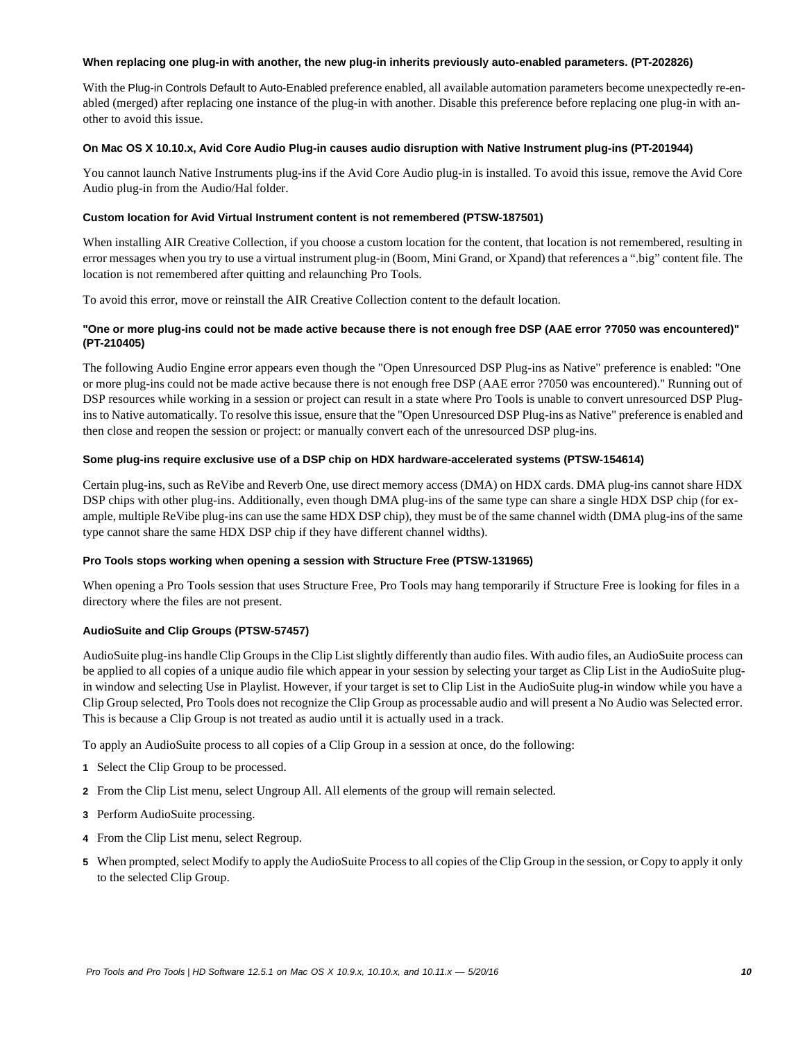#### When replacing one plug-in with another, the new plug-in inherits previously auto-enabled parameters. (PT-202826)

With the Plug-in Controls Default to Auto-Enabled preference enabled, all available automation parameters become unexpectedly re-enabled (merged) after replacing one instance of the plug-in with another. Disable this preference before replacing one plug-in with another to avoid this issue.

#### On Mac OS X 10.10.x, Avid Core Audio Plug-in causes audio disruption with Native Instrument plug-ins (PT-201944)

You cannot launch Native Instruments plug-ins if the Avid Core Audio plug-in is installed. To avoid this issue, remove the Avid Core Audio plug-in from the Audio/Hal folder.

#### Custom location for Avid Virtual Instrument content is not remembered (PTSW-187501)

When installing AIR Creative Collection, if you choose a custom location for the content, that location is not remembered, resulting in error messages when you try to use a virtual instrument plug-in (Boom, Mini Grand, or Xpand) that references a ".big" content file. The location is not remembered after quitting and relaunching Pro Tools.

To avoid this error, move or reinstall the AIR Creative Collection content to the default location.

#### "One or more plug-ins could not be made active because there is not enough free DSP (AAE error ?7050 was encountered)" (PT-210405)

The following Audio Engine error appears even though the "Open Unresourced DSP Plug-ins as Native" preference is enabled: "One or more plug-ins could not be made active because there is not enough free DSP (AAE error ?7050 was encountered)." Running out of DSP resources while working in a session or project can result in a state where Pro Tools is unable to convert unresourced DSP Plug-ins to Native automatically. To resolve this issue, ensure that the "Open Unresourced DSP Plug-ins as Native" preference is enabled and then close and reopen the session or project: or manually convert each of the unresourced DSP plug-ins.

#### Some plug-ins require exclusive use of a DSP chip on HDX hardware-accelerated systems (PTSW-154614)

Certain plug-ins, such as ReVibe and Reverb One, use direct memory access (DMA) on HDX cards. DMA plug-ins cannot share HDX DSP chips with other plug-ins. Additionally, even though DMA plug-ins of the same type can share a single HDX DSP chip (for example, multiple ReVibe plug-ins can use the same HDX DSP chip), they must be of the same channel width (DMA plug-ins of the same type cannot share the same HDX DSP chip if they have different channel widths).

#### Pro Tools stops working when opening a session with Structure Free (PTSW-131965)

When opening a Pro Tools session that uses Structure Free, Pro Tools may hang temporarily if Structure Free is looking for files in a directory where the files are not present.

#### AudioSuite and Clip Groups (PTSW-57457)

AudioSuite plug-ins handle Clip Groups in the Clip List slightly differently than audio files. With audio files, an AudioSuite process can be applied to all copies of a unique audio file which appear in your session by selecting your target as Clip List in the AudioSuite plug-in window and selecting Use in Playlist. However, if your target is set to Clip List in the AudioSuite plug-in window while you have a Clip Group selected, Pro Tools does not recognize the Clip Group as processable audio and will present a No Audio was Selected error. This is because a Clip Group is not treated as audio until it is actually used in a track.

To apply an AudioSuite process to all copies of a Clip Group in a session at once, do the following:

1. Select the Clip Group to be processed.
2. From the Clip List menu, select Ungroup All. All elements of the group will remain selected.
3. Perform AudioSuite processing.
4. From the Clip List menu, select Regroup.
5. When prompted, select Modify to apply the AudioSuite Process to all copies of the Clip Group in the session, or Copy to apply it only to the selected Clip Group.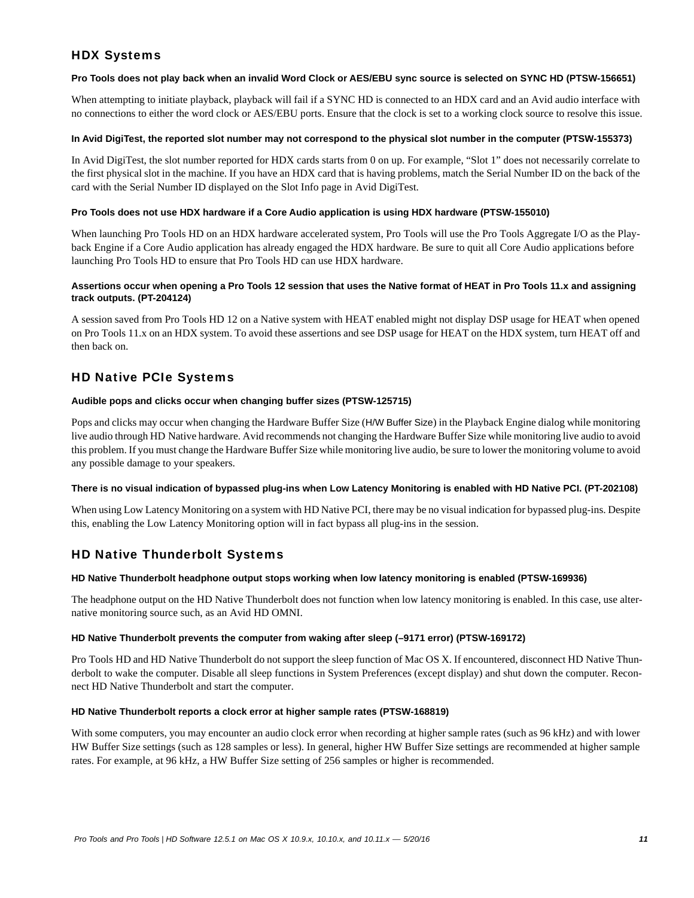## HDX Systems

#### Pro Tools does not play back when an invalid Word Clock or AES/EBU sync source is selected on SYNC HD (PTSW-156651)

When attempting to initiate playback, playback will fail if a SYNC HD is connected to an HDX card and an Avid audio interface with no connections to either the word clock or AES/EBU ports. Ensure that the clock is set to a working clock source to resolve this issue.

#### In Avid DigiTest, the reported slot number may not correspond to the physical slot number in the computer (PTSW-155373)

In Avid DigiTest, the slot number reported for HDX cards starts from 0 on up. For example, “Slot 1” does not necessarily correlate to the first physical slot in the machine. If you have an HDX card that is having problems, match the Serial Number ID on the back of the card with the Serial Number ID displayed on the Slot Info page in Avid DigiTest.

#### Pro Tools does not use HDX hardware if a Core Audio application is using HDX hardware (PTSW-155010)

When launching Pro Tools HD on an HDX hardware accelerated system, Pro Tools will use the Pro Tools Aggregate I/O as the Playback Engine if a Core Audio application has already engaged the HDX hardware. Be sure to quit all Core Audio applications before launching Pro Tools HD to ensure that Pro Tools HD can use HDX hardware.

#### Assertions occur when opening a Pro Tools 12 session that uses the Native format of HEAT in Pro Tools 11.x and assigning track outputs. (PT-204124)

A session saved from Pro Tools HD 12 on a Native system with HEAT enabled might not display DSP usage for HEAT when opened on Pro Tools 11.x on an HDX system. To avoid these assertions and see DSP usage for HEAT on the HDX system, turn HEAT off and then back on.

## HD Native PCIe Systems

#### Audible pops and clicks occur when changing buffer sizes (PTSW-125715)

Pops and clicks may occur when changing the Hardware Buffer Size (H/W Buffer Size) in the Playback Engine dialog while monitoring live audio through HD Native hardware. Avid recommends not changing the Hardware Buffer Size while monitoring live audio to avoid this problem. If you must change the Hardware Buffer Size while monitoring live audio, be sure to lower the monitoring volume to avoid any possible damage to your speakers.

#### There is no visual indication of bypassed plug-ins when Low Latency Monitoring is enabled with HD Native PCI. (PT-202108)

When using Low Latency Monitoring on a system with HD Native PCI, there may be no visual indication for bypassed plug-ins. Despite this, enabling the Low Latency Monitoring option will in fact bypass all plug-ins in the session.

## HD Native Thunderbolt Systems

#### HD Native Thunderbolt headphone output stops working when low latency monitoring is enabled (PTSW-169936)

The headphone output on the HD Native Thunderbolt does not function when low latency monitoring is enabled. In this case, use alternative monitoring source such, as an Avid HD OMNI.

#### HD Native Thunderbolt prevents the computer from waking after sleep (–9171 error) (PTSW-169172)

Pro Tools HD and HD Native Thunderbolt do not support the sleep function of Mac OS X. If encountered, disconnect HD Native Thunderbolt to wake the computer. Disable all sleep functions in System Preferences (except display) and shut down the computer. Reconnect HD Native Thunderbolt and start the computer.

#### HD Native Thunderbolt reports a clock error at higher sample rates (PTSW-168819)

With some computers, you may encounter an audio clock error when recording at higher sample rates (such as 96 kHz) and with lower HW Buffer Size settings (such as 128 samples or less). In general, higher HW Buffer Size settings are recommended at higher sample rates. For example, at 96 kHz, a HW Buffer Size setting of 256 samples or higher is recommended.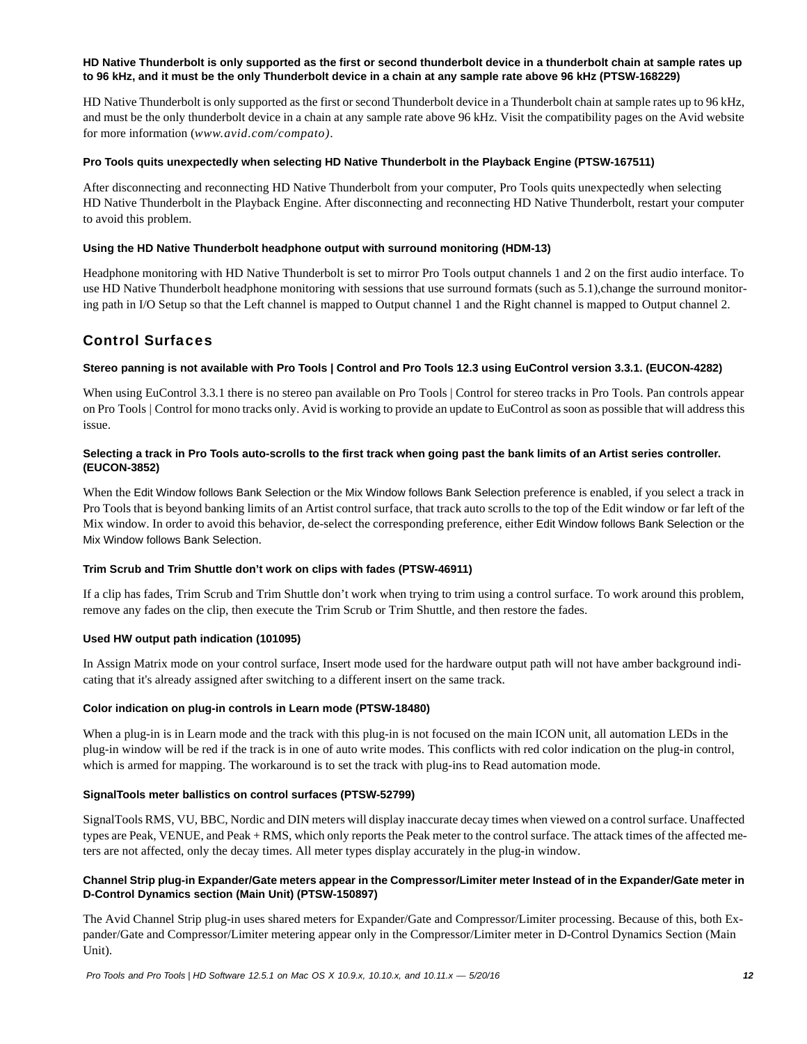#### HD Native Thunderbolt is only supported as the first or second thunderbolt device in a thunderbolt chain at sample rates up to 96 kHz, and it must be the only Thunderbolt device in a chain at any sample rate above 96 kHz (PTSW-168229)

HD Native Thunderbolt is only supported as the first or second Thunderbolt device in a Thunderbolt chain at sample rates up to 96 kHz, and must be the only thunderbolt device in a chain at any sample rate above 96 kHz. Visit the compatibility pages on the Avid website for more information (*www.avid.com/compato)*.

#### Pro Tools quits unexpectedly when selecting HD Native Thunderbolt in the Playback Engine (PTSW-167511)

After disconnecting and reconnecting HD Native Thunderbolt from your computer, Pro Tools quits unexpectedly when selecting HD Native Thunderbolt in the Playback Engine. After disconnecting and reconnecting HD Native Thunderbolt, restart your computer to avoid this problem.

#### Using the HD Native Thunderbolt headphone output with surround monitoring (HDM-13)

Headphone monitoring with HD Native Thunderbolt is set to mirror Pro Tools output channels 1 and 2 on the first audio interface. To use HD Native Thunderbolt headphone monitoring with sessions that use surround formats (such as 5.1),change the surround monitoring path in I/O Setup so that the Left channel is mapped to Output channel 1 and the Right channel is mapped to Output channel 2.

## Control Surfaces

#### Stereo panning is not available with Pro Tools | Control and Pro Tools 12.3 using EuControl version 3.3.1. (EUCON-4282)

When using EuControl 3.3.1 there is no stereo pan available on Pro Tools | Control for stereo tracks in Pro Tools. Pan controls appear on Pro Tools | Control for mono tracks only. Avid is working to provide an update to EuControl as soon as possible that will address this issue.

#### Selecting a track in Pro Tools auto-scrolls to the first track when going past the bank limits of an Artist series controller. (EUCON-3852)

When the Edit Window follows Bank Selection or the Mix Window follows Bank Selection preference is enabled, if you select a track in Pro Tools that is beyond banking limits of an Artist control surface, that track auto scrolls to the top of the Edit window or far left of the Mix window. In order to avoid this behavior, de-select the corresponding preference, either Edit Window follows Bank Selection or the Mix Window follows Bank Selection.

#### Trim Scrub and Trim Shuttle don't work on clips with fades (PTSW-46911)

If a clip has fades, Trim Scrub and Trim Shuttle don't work when trying to trim using a control surface. To work around this problem, remove any fades on the clip, then execute the Trim Scrub or Trim Shuttle, and then restore the fades.

#### Used HW output path indication (101095)

In Assign Matrix mode on your control surface, Insert mode used for the hardware output path will not have amber background indicating that it's already assigned after switching to a different insert on the same track.

#### Color indication on plug-in controls in Learn mode (PTSW-18480)

When a plug-in is in Learn mode and the track with this plug-in is not focused on the main ICON unit, all automation LEDs in the plug-in window will be red if the track is in one of auto write modes. This conflicts with red color indication on the plug-in control, which is armed for mapping. The workaround is to set the track with plug-ins to Read automation mode.

#### SignalTools meter ballistics on control surfaces (PTSW-52799)

SignalTools RMS, VU, BBC, Nordic and DIN meters will display inaccurate decay times when viewed on a control surface. Unaffected types are Peak, VENUE, and Peak + RMS, which only reports the Peak meter to the control surface. The attack times of the affected meters are not affected, only the decay times. All meter types display accurately in the plug-in window.

#### Channel Strip plug-in Expander/Gate meters appear in the Compressor/Limiter meter Instead of in the Expander/Gate meter in D-Control Dynamics section (Main Unit) (PTSW-150897)

The Avid Channel Strip plug-in uses shared meters for Expander/Gate and Compressor/Limiter processing. Because of this, both Expander/Gate and Compressor/Limiter metering appear only in the Compressor/Limiter meter in D-Control Dynamics Section (Main Unit).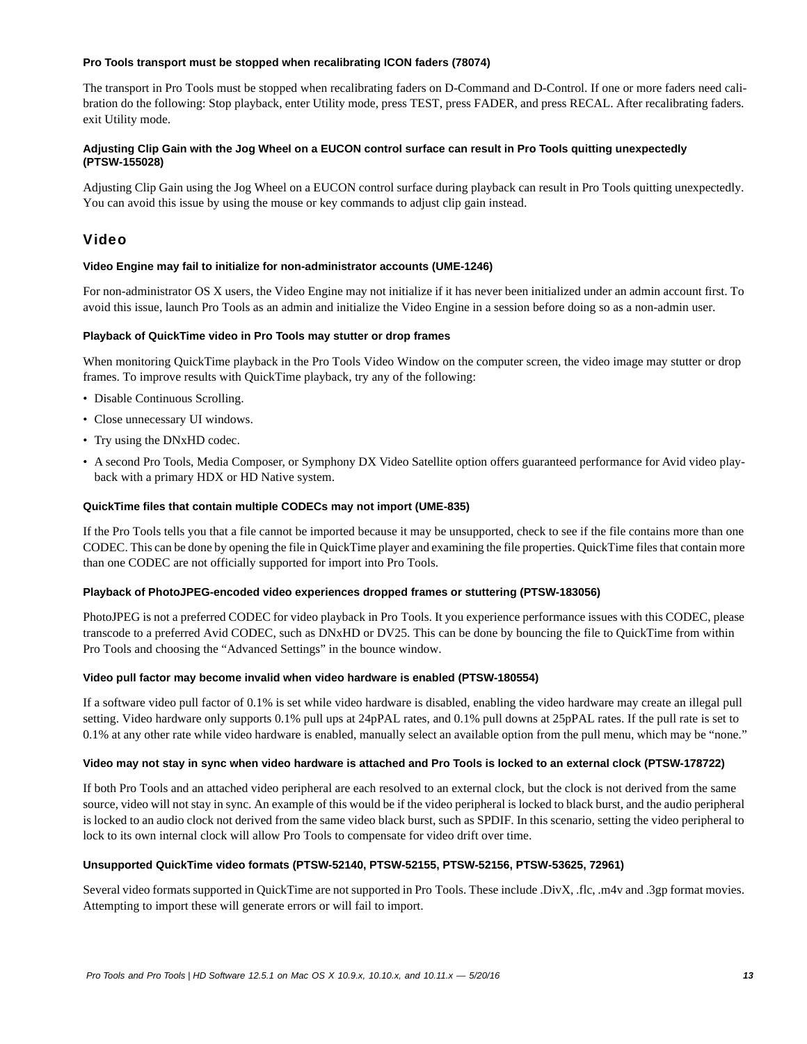#### Pro Tools transport must be stopped when recalibrating ICON faders (78074)

The transport in Pro Tools must be stopped when recalibrating faders on D-Command and D-Control. If one or more faders need calibration do the following: Stop playback, enter Utility mode, press TEST, press FADER, and press RECAL. After recalibrating faders. exit Utility mode.

#### Adjusting Clip Gain with the Jog Wheel on a EUCON control surface can result in Pro Tools quitting unexpectedly (PTSW-155028)

Adjusting Clip Gain using the Jog Wheel on a EUCON control surface during playback can result in Pro Tools quitting unexpectedly. You can avoid this issue by using the mouse or key commands to adjust clip gain instead.

## Video

#### Video Engine may fail to initialize for non-administrator accounts (UME-1246)

For non-administrator OS X users, the Video Engine may not initialize if it has never been initialized under an admin account first. To avoid this issue, launch Pro Tools as an admin and initialize the Video Engine in a session before doing so as a non-admin user.

#### Playback of QuickTime video in Pro Tools may stutter or drop frames

When monitoring QuickTime playback in the Pro Tools Video Window on the computer screen, the video image may stutter or drop frames. To improve results with QuickTime playback, try any of the following:

- Disable Continuous Scrolling.
- Close unnecessary UI windows.
- Try using the DNxHD codec.
- A second Pro Tools, Media Composer, or Symphony DX Video Satellite option offers guaranteed performance for Avid video playback with a primary HDX or HD Native system.

#### QuickTime files that contain multiple CODECs may not import (UME-835)

If the Pro Tools tells you that a file cannot be imported because it may be unsupported, check to see if the file contains more than one CODEC. This can be done by opening the file in QuickTime player and examining the file properties. QuickTime files that contain more than one CODEC are not officially supported for import into Pro Tools.

#### Playback of PhotoJPEG-encoded video experiences dropped frames or stuttering (PTSW-183056)

PhotoJPEG is not a preferred CODEC for video playback in Pro Tools. It you experience performance issues with this CODEC, please transcode to a preferred Avid CODEC, such as DNxHD or DV25. This can be done by bouncing the file to QuickTime from within Pro Tools and choosing the “Advanced Settings” in the bounce window.

#### Video pull factor may become invalid when video hardware is enabled (PTSW-180554)

If a software video pull factor of 0.1% is set while video hardware is disabled, enabling the video hardware may create an illegal pull setting. Video hardware only supports 0.1% pull ups at 24pPAL rates, and 0.1% pull downs at 25pPAL rates. If the pull rate is set to 0.1% at any other rate while video hardware is enabled, manually select an available option from the pull menu, which may be “none.”

#### Video may not stay in sync when video hardware is attached and Pro Tools is locked to an external clock (PTSW-178722)

If both Pro Tools and an attached video peripheral are each resolved to an external clock, but the clock is not derived from the same source, video will not stay in sync. An example of this would be if the video peripheral is locked to black burst, and the audio peripheral is locked to an audio clock not derived from the same video black burst, such as SPDIF. In this scenario, setting the video peripheral to lock to its own internal clock will allow Pro Tools to compensate for video drift over time.

#### Unsupported QuickTime video formats (PTSW-52140, PTSW-52155, PTSW-52156, PTSW-53625, 72961)

Several video formats supported in QuickTime are not supported in Pro Tools. These include .DivX, .flc, .m4v and .3gp format movies. Attempting to import these will generate errors or will fail to import.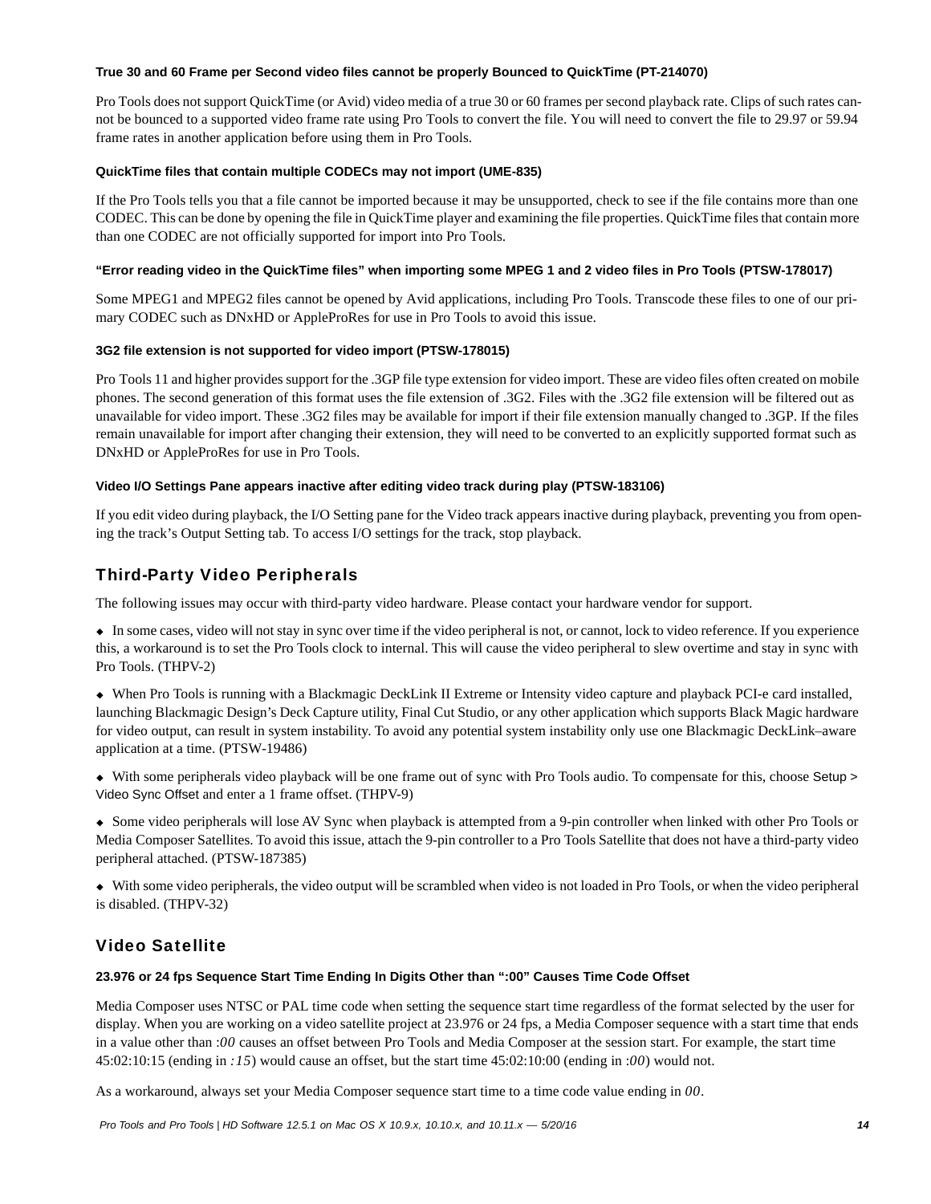#### True 30 and 60 Frame per Second video files cannot be properly Bounced to QuickTime (PT-214070)

Pro Tools does not support QuickTime (or Avid) video media of a true 30 or 60 frames per second playback rate. Clips of such rates cannot be bounced to a supported video frame rate using Pro Tools to convert the file. You will need to convert the file to 29.97 or 59.94 frame rates in another application before using them in Pro Tools.

#### QuickTime files that contain multiple CODECs may not import (UME-835)

If the Pro Tools tells you that a file cannot be imported because it may be unsupported, check to see if the file contains more than one CODEC. This can be done by opening the file in QuickTime player and examining the file properties. QuickTime files that contain more than one CODEC are not officially supported for import into Pro Tools.

#### "Error reading video in the QuickTime files" when importing some MPEG 1 and 2 video files in Pro Tools (PTSW-178017)

Some MPEG1 and MPEG2 files cannot be opened by Avid applications, including Pro Tools. Transcode these files to one of our primary CODEC such as DNxHD or AppleProRes for use in Pro Tools to avoid this issue.

#### 3G2 file extension is not supported for video import (PTSW-178015)

Pro Tools 11 and higher provides support for the .3GP file type extension for video import. These are video files often created on mobile phones. The second generation of this format uses the file extension of .3G2. Files with the .3G2 file extension will be filtered out as unavailable for video import. These .3G2 files may be available for import if their file extension manually changed to .3GP. If the files remain unavailable for import after changing their extension, they will need to be converted to an explicitly supported format such as DNxHD or AppleProRes for use in Pro Tools.

#### Video I/O Settings Pane appears inactive after editing video track during play (PTSW-183106)

If you edit video during playback, the I/O Setting pane for the Video track appears inactive during playback, preventing you from opening the track's Output Setting tab. To access I/O settings for the track, stop playback.

## Third-Party Video Peripherals

The following issues may occur with third-party video hardware. Please contact your hardware vendor for support.

- In some cases, video will not stay in sync over time if the video peripheral is not, or cannot, lock to video reference. If you experience this, a workaround is to set the Pro Tools clock to internal. This will cause the video peripheral to slew overtime and stay in sync with Pro Tools. (THPV-2)
- When Pro Tools is running with a Blackmagic DeckLink II Extreme or Intensity video capture and playback PCI-e card installed, launching Blackmagic Design's Deck Capture utility, Final Cut Studio, or any other application which supports Black Magic hardware for video output, can result in system instability. To avoid any potential system instability only use one Blackmagic DeckLink–aware application at a time. (PTSW-19486)
- With some peripherals video playback will be one frame out of sync with Pro Tools audio. To compensate for this, choose Setup > Video Sync Offset and enter a 1 frame offset. (THPV-9)
- Some video peripherals will lose AV Sync when playback is attempted from a 9-pin controller when linked with other Pro Tools or Media Composer Satellites. To avoid this issue, attach the 9-pin controller to a Pro Tools Satellite that does not have a third-party video peripheral attached. (PTSW-187385)
- With some video peripherals, the video output will be scrambled when video is not loaded in Pro Tools, or when the video peripheral is disabled. (THPV-32)

## Video Satellite

#### 23.976 or 24 fps Sequence Start Time Ending In Digits Other than ":00" Causes Time Code Offset

Media Composer uses NTSC or PAL time code when setting the sequence start time regardless of the format selected by the user for display. When you are working on a video satellite project at 23.976 or 24 fps, a Media Composer sequence with a start time that ends in a value other than *:00* causes an offset between Pro Tools and Media Composer at the session start. For example, the start time 45:02:10:15 (ending in *:15*) would cause an offset, but the start time 45:02:10:00 (ending in *:00*) would not.

As a workaround, always set your Media Composer sequence start time to a time code value ending in *00*.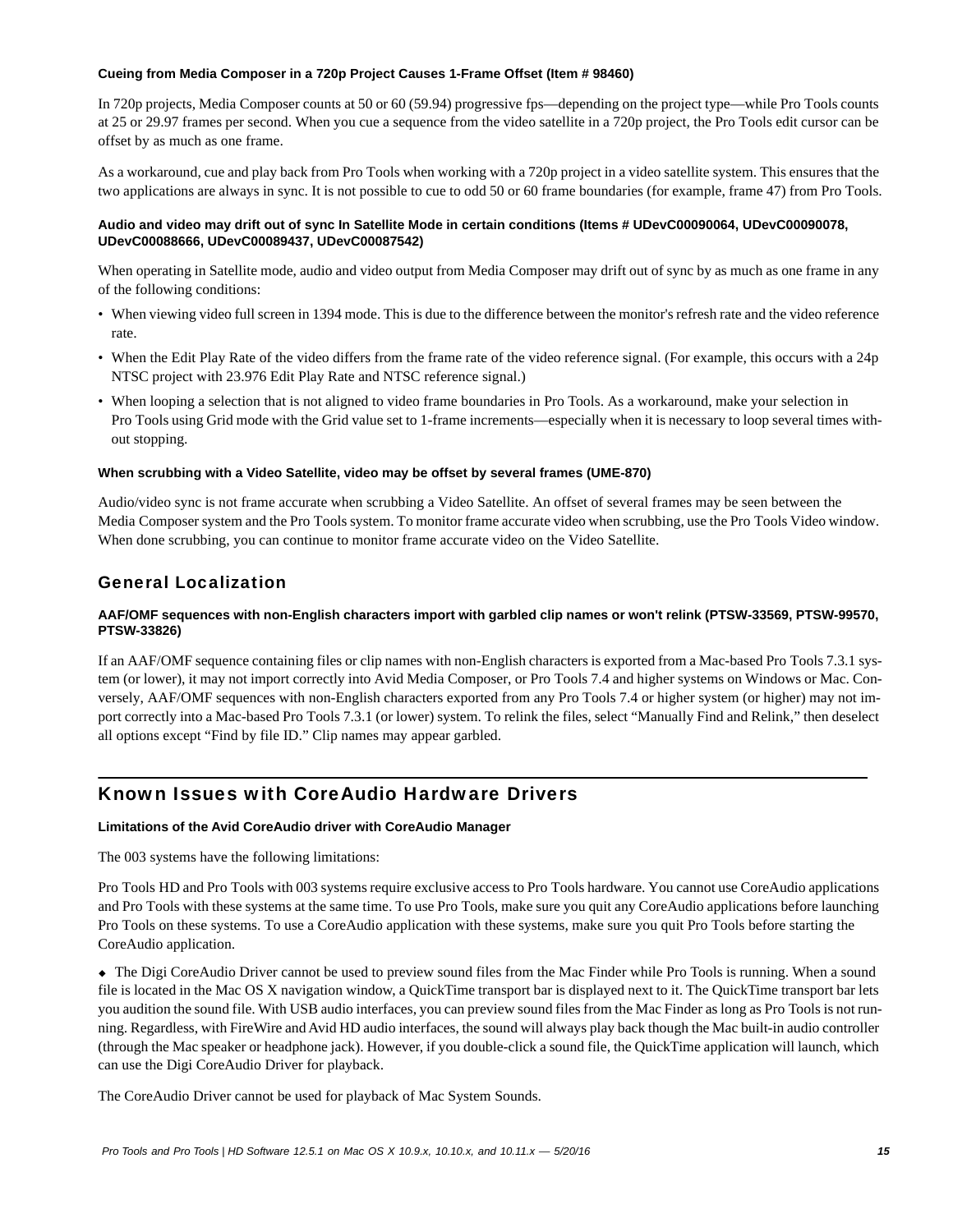**Cueing from Media Composer in a 720p Project Causes 1-Frame Offset (Item # 98460)**

In 720p projects, Media Composer counts at 50 or 60 (59.94) progressive fps—depending on the project type—while Pro Tools counts at 25 or 29.97 frames per second. When you cue a sequence from the video satellite in a 720p project, the Pro Tools edit cursor can be offset by as much as one frame.

As a workaround, cue and play back from Pro Tools when working with a 720p project in a video satellite system. This ensures that the two applications are always in sync. It is not possible to cue to odd 50 or 60 frame boundaries (for example, frame 47) from Pro Tools.

**Audio and video may drift out of sync In Satellite Mode in certain conditions (Items # UDevC00090064, UDevC00090078, UDevC00088666, UDevC00089437, UDevC00087542)**

When operating in Satellite mode, audio and video output from Media Composer may drift out of sync by as much as one frame in any of the following conditions:

- When viewing video full screen in 1394 mode. This is due to the difference between the monitor's refresh rate and the video reference rate.
- When the Edit Play Rate of the video differs from the frame rate of the video reference signal. (For example, this occurs with a 24p NTSC project with 23.976 Edit Play Rate and NTSC reference signal.)
- When looping a selection that is not aligned to video frame boundaries in Pro Tools. As a workaround, make your selection in Pro Tools using Grid mode with the Grid value set to 1-frame increments—especially when it is necessary to loop several times without stopping.

**When scrubbing with a Video Satellite, video may be offset by several frames (UME-870)**

Audio/video sync is not frame accurate when scrubbing a Video Satellite. An offset of several frames may be seen between the Media Composer system and the Pro Tools system. To monitor frame accurate video when scrubbing, use the Pro Tools Video window. When done scrubbing, you can continue to monitor frame accurate video on the Video Satellite.

### General Localization

**AAF/OMF sequences with non-English characters import with garbled clip names or won't relink (PTSW-33569, PTSW-99570, PTSW-33826)**

If an AAF/OMF sequence containing files or clip names with non-English characters is exported from a Mac-based Pro Tools 7.3.1 system (or lower), it may not import correctly into Avid Media Composer, or Pro Tools 7.4 and higher systems on Windows or Mac. Conversely, AAF/OMF sequences with non-English characters exported from any Pro Tools 7.4 or higher system (or higher) may not import correctly into a Mac-based Pro Tools 7.3.1 (or lower) system. To relink the files, select "Manually Find and Relink," then deselect all options except "Find by file ID." Clip names may appear garbled.

## Known Issues with CoreAudio Hardware Drivers

**Limitations of the Avid CoreAudio driver with CoreAudio Manager**

The 003 systems have the following limitations:

Pro Tools HD and Pro Tools with 003 systems require exclusive access to Pro Tools hardware. You cannot use CoreAudio applications and Pro Tools with these systems at the same time. To use Pro Tools, make sure you quit any CoreAudio applications before launching Pro Tools on these systems. To use a CoreAudio application with these systems, make sure you quit Pro Tools before starting the CoreAudio application.

◆ The Digi CoreAudio Driver cannot be used to preview sound files from the Mac Finder while Pro Tools is running. When a sound file is located in the Mac OS X navigation window, a QuickTime transport bar is displayed next to it. The QuickTime transport bar lets you audition the sound file. With USB audio interfaces, you can preview sound files from the Mac Finder as long as Pro Tools is not running. Regardless, with FireWire and Avid HD audio interfaces, the sound will always play back though the Mac built-in audio controller (through the Mac speaker or headphone jack). However, if you double-click a sound file, the QuickTime application will launch, which can use the Digi CoreAudio Driver for playback.

The CoreAudio Driver cannot be used for playback of Mac System Sounds.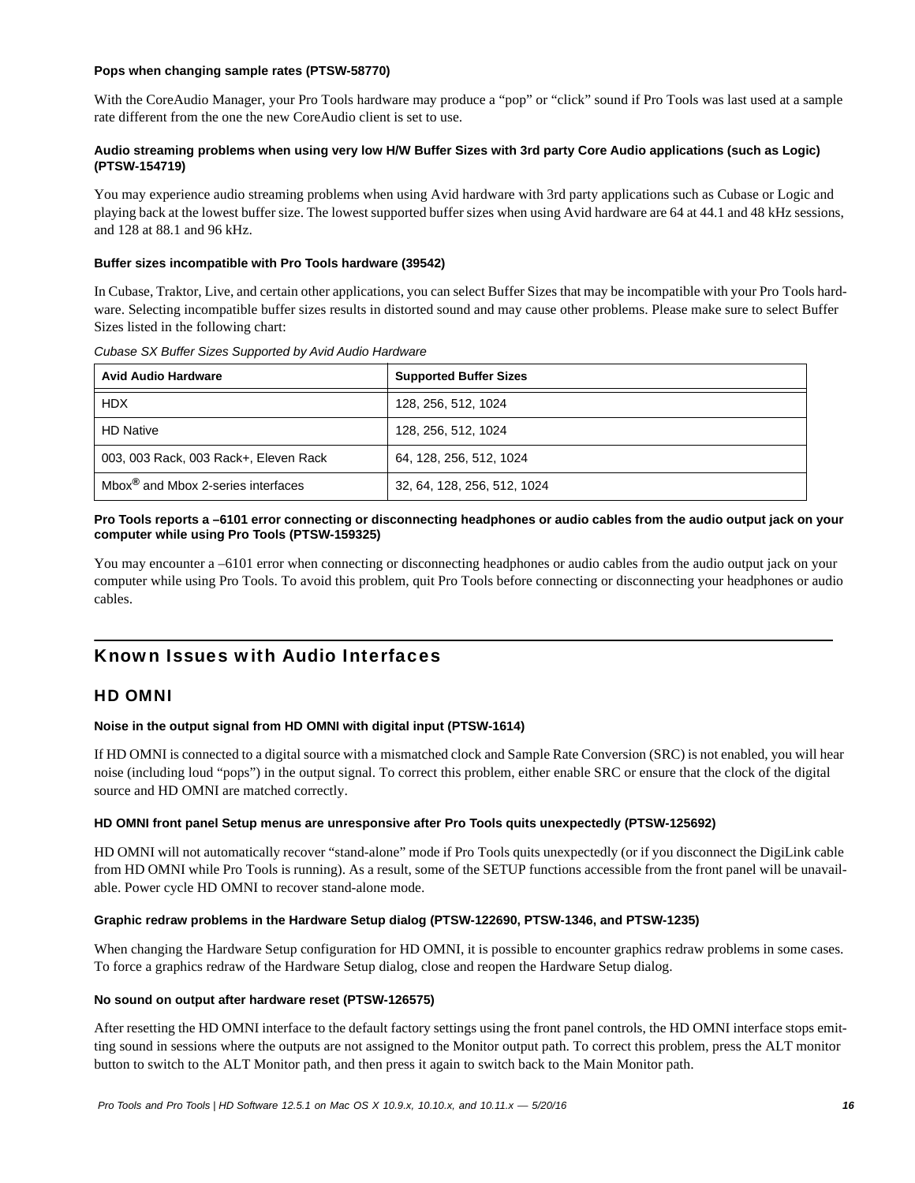**Pops when changing sample rates (PTSW-58770)**

With the CoreAudio Manager, your Pro Tools hardware may produce a "pop" or "click" sound if Pro Tools was last used at a sample rate different from the one the new CoreAudio client is set to use.

**Audio streaming problems when using very low H/W Buffer Sizes with 3rd party Core Audio applications (such as Logic) (PTSW-154719)**

You may experience audio streaming problems when using Avid hardware with 3rd party applications such as Cubase or Logic and playing back at the lowest buffer size. The lowest supported buffer sizes when using Avid hardware are 64 at 44.1 and 48 kHz sessions, and 128 at 88.1 and 96 kHz.

**Buffer sizes incompatible with Pro Tools hardware (39542)**

In Cubase, Traktor, Live, and certain other applications, you can select Buffer Sizes that may be incompatible with your Pro Tools hardware. Selecting incompatible buffer sizes results in distorted sound and may cause other problems. Please make sure to select Buffer Sizes listed in the following chart:

*Cubase SX Buffer Sizes Supported by Avid Audio Hardware*

| Avid Audio Hardware | Supported Buffer Sizes |
| --- | --- |
| HDX | 128, 256, 512, 1024 |
| HD Native | 128, 256, 512, 1024 |
| 003, 003 Rack, 003 Rack+, Eleven Rack | 64, 128, 256, 512, 1024 |
| Mbox® and Mbox 2-series interfaces | 32, 64, 128, 256, 512, 1024 |

**Pro Tools reports a –6101 error connecting or disconnecting headphones or audio cables from the audio output jack on your computer while using Pro Tools (PTSW-159325)**

You may encounter a –6101 error when connecting or disconnecting headphones or audio cables from the audio output jack on your computer while using Pro Tools. To avoid this problem, quit Pro Tools before connecting or disconnecting your headphones or audio cables.

## Known Issues with Audio Interfaces

### HD OMNI

**Noise in the output signal from HD OMNI with digital input (PTSW-1614)**

If HD OMNI is connected to a digital source with a mismatched clock and Sample Rate Conversion (SRC) is not enabled, you will hear noise (including loud "pops") in the output signal. To correct this problem, either enable SRC or ensure that the clock of the digital source and HD OMNI are matched correctly.

**HD OMNI front panel Setup menus are unresponsive after Pro Tools quits unexpectedly (PTSW-125692)**

HD OMNI will not automatically recover "stand-alone" mode if Pro Tools quits unexpectedly (or if you disconnect the DigiLink cable from HD OMNI while Pro Tools is running). As a result, some of the SETUP functions accessible from the front panel will be unavailable. Power cycle HD OMNI to recover stand-alone mode.

**Graphic redraw problems in the Hardware Setup dialog (PTSW-122690, PTSW-1346, and PTSW-1235)**

When changing the Hardware Setup configuration for HD OMNI, it is possible to encounter graphics redraw problems in some cases. To force a graphics redraw of the Hardware Setup dialog, close and reopen the Hardware Setup dialog.

**No sound on output after hardware reset (PTSW-126575)**

After resetting the HD OMNI interface to the default factory settings using the front panel controls, the HD OMNI interface stops emitting sound in sessions where the outputs are not assigned to the Monitor output path. To correct this problem, press the ALT monitor button to switch to the ALT Monitor path, and then press it again to switch back to the Main Monitor path.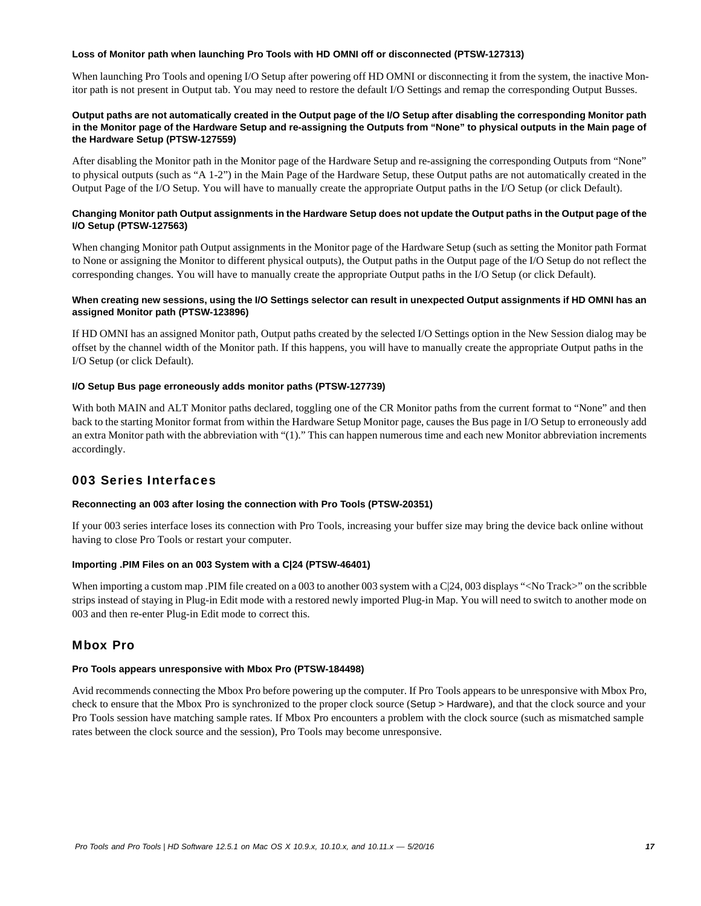#### Loss of Monitor path when launching Pro Tools with HD OMNI off or disconnected (PTSW-127313)

When launching Pro Tools and opening I/O Setup after powering off HD OMNI or disconnecting it from the system, the inactive Monitor path is not present in Output tab. You may need to restore the default I/O Settings and remap the corresponding Output Busses.

#### Output paths are not automatically created in the Output page of the I/O Setup after disabling the corresponding Monitor path in the Monitor page of the Hardware Setup and re-assigning the Outputs from "None" to physical outputs in the Main page of the Hardware Setup (PTSW-127559)

After disabling the Monitor path in the Monitor page of the Hardware Setup and re-assigning the corresponding Outputs from "None" to physical outputs (such as "A 1-2") in the Main Page of the Hardware Setup, these Output paths are not automatically created in the Output Page of the I/O Setup. You will have to manually create the appropriate Output paths in the I/O Setup (or click Default).

#### Changing Monitor path Output assignments in the Hardware Setup does not update the Output paths in the Output page of the I/O Setup (PTSW-127563)

When changing Monitor path Output assignments in the Monitor page of the Hardware Setup (such as setting the Monitor path Format to None or assigning the Monitor to different physical outputs), the Output paths in the Output page of the I/O Setup do not reflect the corresponding changes. You will have to manually create the appropriate Output paths in the I/O Setup (or click Default).

#### When creating new sessions, using the I/O Settings selector can result in unexpected Output assignments if HD OMNI has an assigned Monitor path (PTSW-123896)

If HD OMNI has an assigned Monitor path, Output paths created by the selected I/O Settings option in the New Session dialog may be offset by the channel width of the Monitor path. If this happens, you will have to manually create the appropriate Output paths in the I/O Setup (or click Default).

#### I/O Setup Bus page erroneously adds monitor paths (PTSW-127739)

With both MAIN and ALT Monitor paths declared, toggling one of the CR Monitor paths from the current format to "None" and then back to the starting Monitor format from within the Hardware Setup Monitor page, causes the Bus page in I/O Setup to erroneously add an extra Monitor path with the abbreviation with "(1)." This can happen numerous time and each new Monitor abbreviation increments accordingly.

## 003 Series Interfaces

#### Reconnecting an 003 after losing the connection with Pro Tools (PTSW-20351)

If your 003 series interface loses its connection with Pro Tools, increasing your buffer size may bring the device back online without having to close Pro Tools or restart your computer.

#### Importing .PIM Files on an 003 System with a C|24 (PTSW-46401)

When importing a custom map .PIM file created on a 003 to another 003 system with a C|24, 003 displays "<No Track>" on the scribble strips instead of staying in Plug-in Edit mode with a restored newly imported Plug-in Map. You will need to switch to another mode on 003 and then re-enter Plug-in Edit mode to correct this.

## Mbox Pro

#### Pro Tools appears unresponsive with Mbox Pro (PTSW-184498)

Avid recommends connecting the Mbox Pro before powering up the computer. If Pro Tools appears to be unresponsive with Mbox Pro, check to ensure that the Mbox Pro is synchronized to the proper clock source (Setup > Hardware), and that the clock source and your Pro Tools session have matching sample rates. If Mbox Pro encounters a problem with the clock source (such as mismatched sample rates between the clock source and the session), Pro Tools may become unresponsive.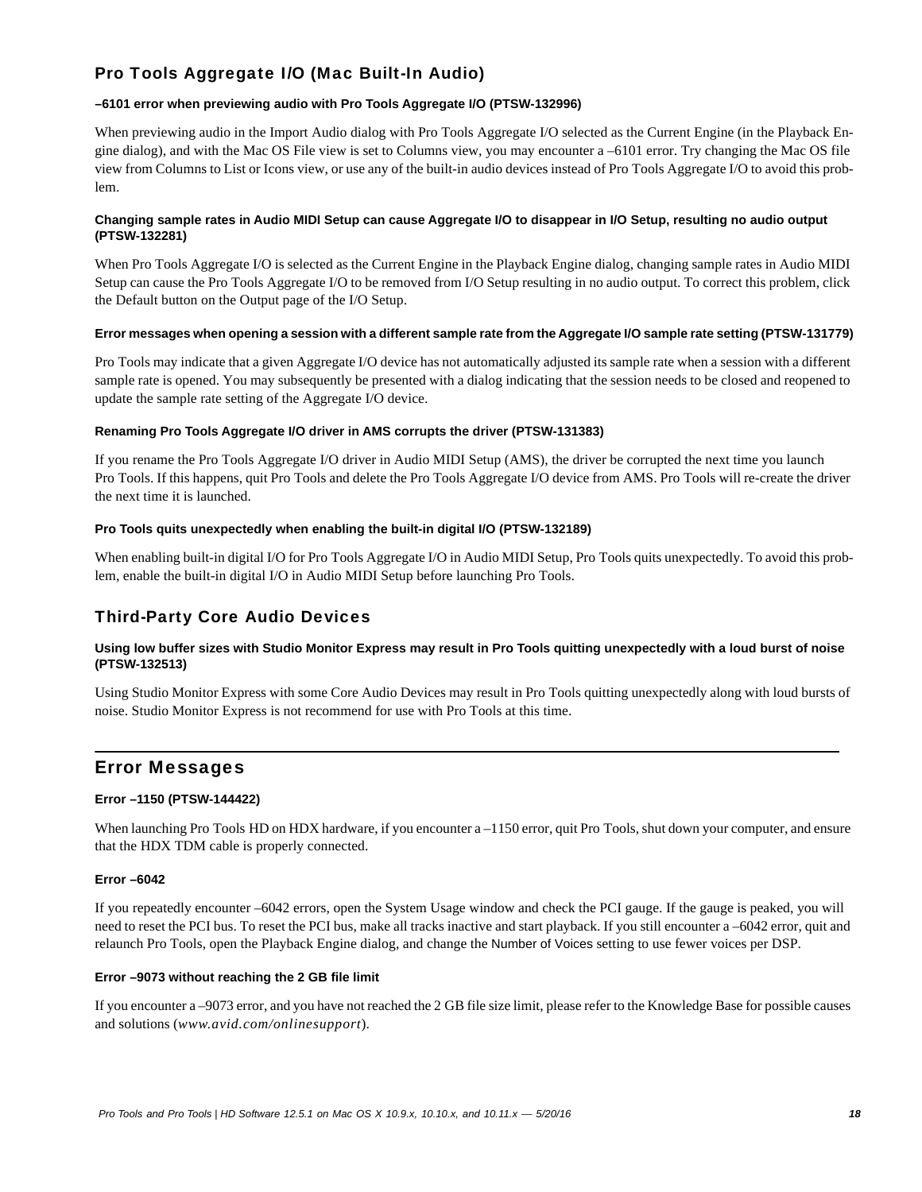## Pro Tools Aggregate I/O (Mac Built-In Audio)

#### –6101 error when previewing audio with Pro Tools Aggregate I/O (PTSW-132996)

When previewing audio in the Import Audio dialog with Pro Tools Aggregate I/O selected as the Current Engine (in the Playback Engine dialog), and with the Mac OS File view is set to Columns view, you may encounter a –6101 error. Try changing the Mac OS file view from Columns to List or Icons view, or use any of the built-in audio devices instead of Pro Tools Aggregate I/O to avoid this problem.

#### Changing sample rates in Audio MIDI Setup can cause Aggregate I/O to disappear in I/O Setup, resulting no audio output (PTSW-132281)

When Pro Tools Aggregate I/O is selected as the Current Engine in the Playback Engine dialog, changing sample rates in Audio MIDI Setup can cause the Pro Tools Aggregate I/O to be removed from I/O Setup resulting in no audio output. To correct this problem, click the Default button on the Output page of the I/O Setup.

#### Error messages when opening a session with a different sample rate from the Aggregate I/O sample rate setting (PTSW-131779)

Pro Tools may indicate that a given Aggregate I/O device has not automatically adjusted its sample rate when a session with a different sample rate is opened. You may subsequently be presented with a dialog indicating that the session needs to be closed and reopened to update the sample rate setting of the Aggregate I/O device.

#### Renaming Pro Tools Aggregate I/O driver in AMS corrupts the driver (PTSW-131383)

If you rename the Pro Tools Aggregate I/O driver in Audio MIDI Setup (AMS), the driver be corrupted the next time you launch Pro Tools. If this happens, quit Pro Tools and delete the Pro Tools Aggregate I/O device from AMS. Pro Tools will re-create the driver the next time it is launched.

#### Pro Tools quits unexpectedly when enabling the built-in digital I/O (PTSW-132189)

When enabling built-in digital I/O for Pro Tools Aggregate I/O in Audio MIDI Setup, Pro Tools quits unexpectedly. To avoid this problem, enable the built-in digital I/O in Audio MIDI Setup before launching Pro Tools.

## Third-Party Core Audio Devices

#### Using low buffer sizes with Studio Monitor Express may result in Pro Tools quitting unexpectedly with a loud burst of noise (PTSW-132513)

Using Studio Monitor Express with some Core Audio Devices may result in Pro Tools quitting unexpectedly along with loud bursts of noise. Studio Monitor Express is not recommend for use with Pro Tools at this time.

# Error Messages

#### Error –1150 (PTSW-144422)

When launching Pro Tools HD on HDX hardware, if you encounter a –1150 error, quit Pro Tools, shut down your computer, and ensure that the HDX TDM cable is properly connected.

#### Error –6042

If you repeatedly encounter –6042 errors, open the System Usage window and check the PCI gauge. If the gauge is peaked, you will need to reset the PCI bus. To reset the PCI bus, make all tracks inactive and start playback. If you still encounter a –6042 error, quit and relaunch Pro Tools, open the Playback Engine dialog, and change the Number of Voices setting to use fewer voices per DSP.

#### Error –9073 without reaching the 2 GB file limit

If you encounter a –9073 error, and you have not reached the 2 GB file size limit, please refer to the Knowledge Base for possible causes and solutions (*www.avid.com/onlinesupport*).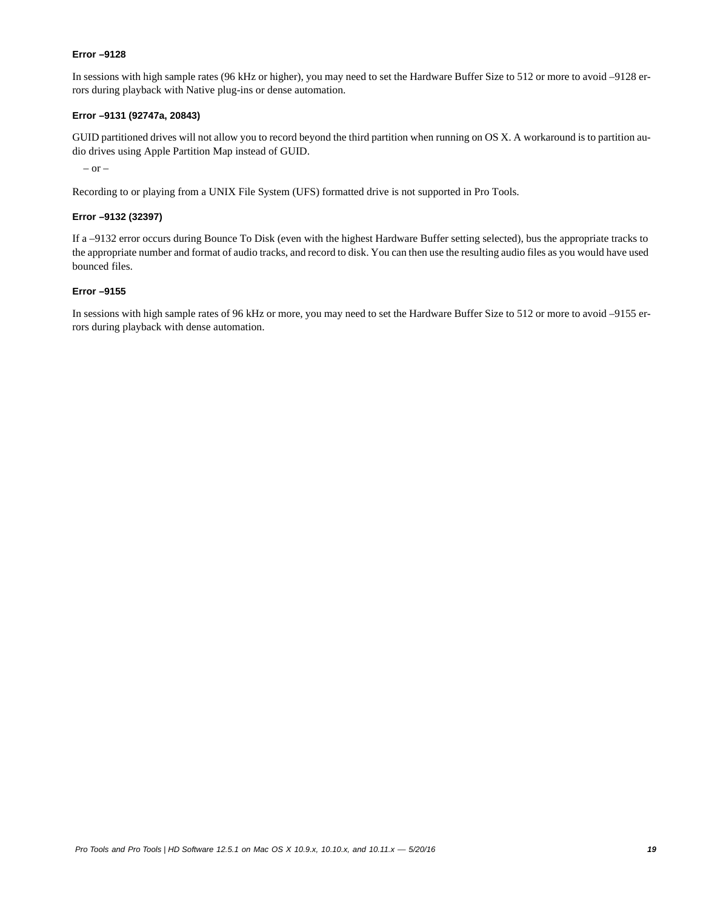#### Error –9128

In sessions with high sample rates (96 kHz or higher), you may need to set the Hardware Buffer Size to 512 or more to avoid –9128 errors during playback with Native plug-ins or dense automation.

#### Error –9131 (92747a, 20843)

GUID partitioned drives will not allow you to record beyond the third partition when running on OS X. A workaround is to partition audio drives using Apple Partition Map instead of GUID.

– or –

Recording to or playing from a UNIX File System (UFS) formatted drive is not supported in Pro Tools.

#### Error –9132 (32397)

If a –9132 error occurs during Bounce To Disk (even with the highest Hardware Buffer setting selected), bus the appropriate tracks to the appropriate number and format of audio tracks, and record to disk. You can then use the resulting audio files as you would have used bounced files.

#### Error –9155

In sessions with high sample rates of 96 kHz or more, you may need to set the Hardware Buffer Size to 512 or more to avoid –9155 errors during playback with dense automation.